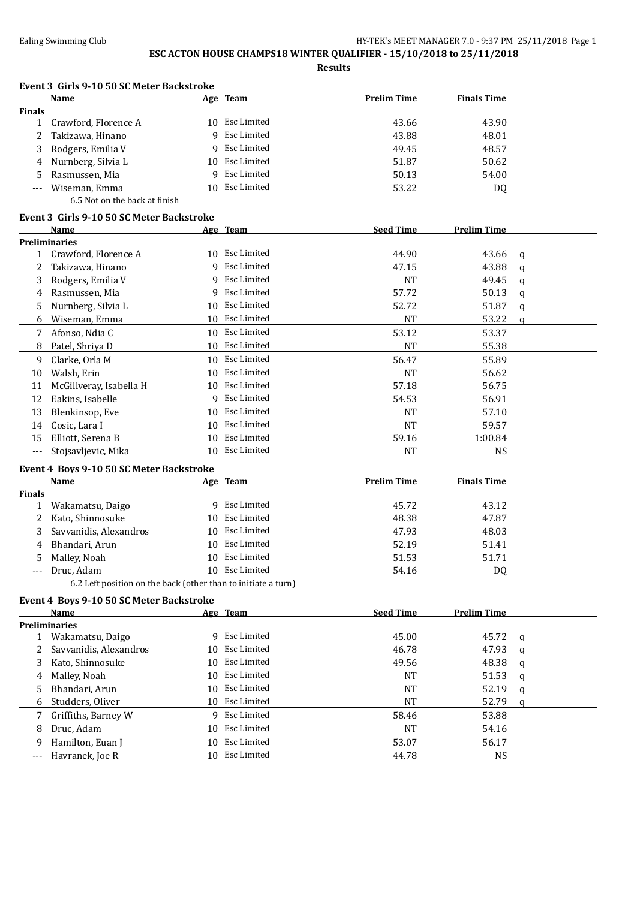# ESC ACTON HOUSE CHAMPS18 WINTER QUALIFIER - 15/10/2018 to 25/11/2018

## Results

### Event 3 Girls 9-10 50 SC Meter Backstroke

| | Name | Age | Team | Prelim Time | Finals Time |
|---|---|---|---|---|---|
| **Finals** | | | | | |
| 1 | Crawford, Florence A | 10 | Esc Limited | 43.66 | 43.90 |
| 2 | Takizawa, Hinano | 9 | Esc Limited | 43.88 | 48.01 |
| 3 | Rodgers, Emilia V | 9 | Esc Limited | 49.45 | 48.57 |
| 4 | Nurnberg, Silvia L | 10 | Esc Limited | 51.87 | 50.62 |
| 5 | Rasmussen, Mia | 9 | Esc Limited | 50.13 | 54.00 |
| --- | Wiseman, Emma | 10 | Esc Limited | 53.22 | DQ |
| | 6.5 Not on the back at finish | | | | |

### Event 3 Girls 9-10 50 SC Meter Backstroke

| | Name | Age | Team | Seed Time | Prelim Time | |
|---|---|---|---|---|---|---|
| **Preliminaries** | | | | | | |
| 1 | Crawford, Florence A | 10 | Esc Limited | 44.90 | 43.66 | q |
| 2 | Takizawa, Hinano | 9 | Esc Limited | 47.15 | 43.88 | q |
| 3 | Rodgers, Emilia V | 9 | Esc Limited | NT | 49.45 | q |
| 4 | Rasmussen, Mia | 9 | Esc Limited | 57.72 | 50.13 | q |
| 5 | Nurnberg, Silvia L | 10 | Esc Limited | 52.72 | 51.87 | q |
| 6 | Wiseman, Emma | 10 | Esc Limited | NT | 53.22 | q |
| 7 | Afonso, Ndia C | 10 | Esc Limited | 53.12 | 53.37 | |
| 8 | Patel, Shriya D | 10 | Esc Limited | NT | 55.38 | |
| 9 | Clarke, Orla M | 10 | Esc Limited | 56.47 | 55.89 | |
| 10 | Walsh, Erin | 10 | Esc Limited | NT | 56.62 | |
| 11 | McGillveray, Isabella H | 10 | Esc Limited | 57.18 | 56.75 | |
| 12 | Eakins, Isabelle | 9 | Esc Limited | 54.53 | 56.91 | |
| 13 | Blenkinsop, Eve | 10 | Esc Limited | NT | 57.10 | |
| 14 | Cosic, Lara I | 10 | Esc Limited | NT | 59.57 | |
| 15 | Elliott, Serena B | 10 | Esc Limited | 59.16 | 1:00.84 | |
| --- | Stojsavljevic, Mika | 10 | Esc Limited | NT | NS | |

### Event 4 Boys 9-10 50 SC Meter Backstroke

| | Name | Age | Team | Prelim Time | Finals Time |
|---|---|---|---|---|---|
| **Finals** | | | | | |
| 1 | Wakamatsu, Daigo | 9 | Esc Limited | 45.72 | 43.12 |
| 2 | Kato, Shinnosuke | 10 | Esc Limited | 48.38 | 47.87 |
| 3 | Savvanidis, Alexandros | 10 | Esc Limited | 47.93 | 48.03 |
| 4 | Bhandari, Arun | 10 | Esc Limited | 52.19 | 51.41 |
| 5 | Malley, Noah | 10 | Esc Limited | 51.53 | 51.71 |
| --- | Druc, Adam | 10 | Esc Limited | 54.16 | DQ |
| | 6.2 Left position on the back (other than to initiate a turn) | | | | |

### Event 4 Boys 9-10 50 SC Meter Backstroke

| | Name | Age | Team | Seed Time | Prelim Time | |
|---|---|---|---|---|---|---|
| **Preliminaries** | | | | | | |
| 1 | Wakamatsu, Daigo | 9 | Esc Limited | 45.00 | 45.72 | q |
| 2 | Savvanidis, Alexandros | 10 | Esc Limited | 46.78 | 47.93 | q |
| 3 | Kato, Shinnosuke | 10 | Esc Limited | 49.56 | 48.38 | q |
| 4 | Malley, Noah | 10 | Esc Limited | NT | 51.53 | q |
| 5 | Bhandari, Arun | 10 | Esc Limited | NT | 52.19 | q |
| 6 | Studders, Oliver | 10 | Esc Limited | NT | 52.79 | q |
| 7 | Griffiths, Barney W | 9 | Esc Limited | 58.46 | 53.88 | |
| 8 | Druc, Adam | 10 | Esc Limited | NT | 54.16 | |
| 9 | Hamilton, Euan J | 10 | Esc Limited | 53.07 | 56.17 | |
| --- | Havranek, Joe R | 10 | Esc Limited | 44.78 | NS | |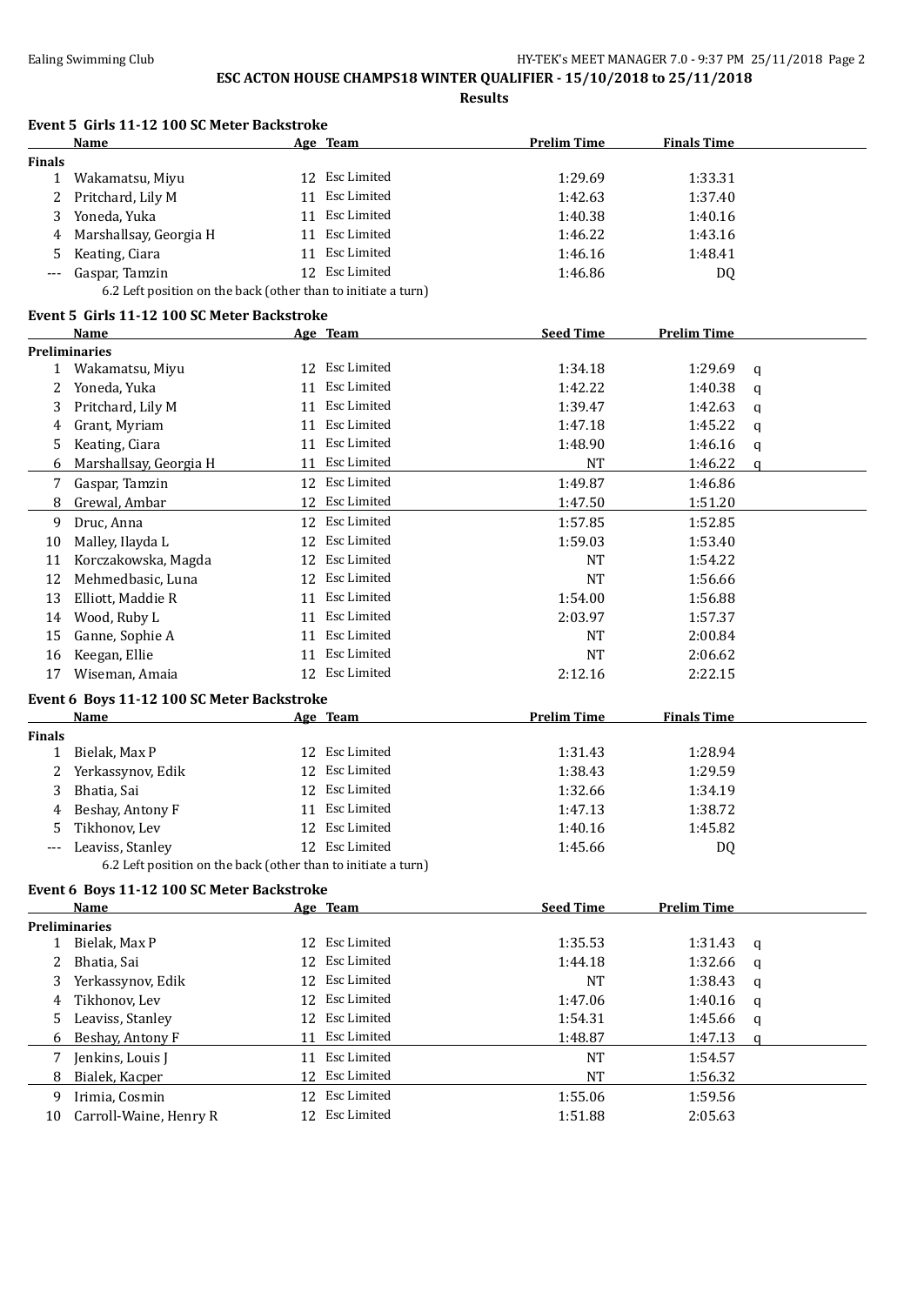**ESC ACTON HOUSE CHAMPS18 WINTER QUALIFIER - 15/10/2018 to 25/11/2018**

**Results**

### Event 5 Girls 11-12 100 SC Meter Backstroke

| | Name | Age | Team | Prelim Time | Finals Time |
|---|---|---|---|---|---|
| **Finals** | | | | | |
| 1 | Wakamatsu, Miyu | 12 | Esc Limited | 1:29.69 | 1:33.31 |
| 2 | Pritchard, Lily M | 11 | Esc Limited | 1:42.63 | 1:37.40 |
| 3 | Yoneda, Yuka | 11 | Esc Limited | 1:40.38 | 1:40.16 |
| 4 | Marshallsay, Georgia H | 11 | Esc Limited | 1:46.22 | 1:43.16 |
| 5 | Keating, Ciara | 11 | Esc Limited | 1:46.16 | 1:48.41 |
| --- | Gaspar, Tamzin | 12 | Esc Limited | 1:46.86 | DQ |

6.2 Left position on the back (other than to initiate a turn)

### Event 5 Girls 11-12 100 SC Meter Backstroke

| | Name | Age | Team | Seed Time | Prelim Time | |
|---|---|---|---|---|---|---|
| **Preliminaries** | | | | | | |
| 1 | Wakamatsu, Miyu | 12 | Esc Limited | 1:34.18 | 1:29.69 | q |
| 2 | Yoneda, Yuka | 11 | Esc Limited | 1:42.22 | 1:40.38 | q |
| 3 | Pritchard, Lily M | 11 | Esc Limited | 1:39.47 | 1:42.63 | q |
| 4 | Grant, Myriam | 11 | Esc Limited | 1:47.18 | 1:45.22 | q |
| 5 | Keating, Ciara | 11 | Esc Limited | 1:48.90 | 1:46.16 | q |
| 6 | Marshallsay, Georgia H | 11 | Esc Limited | NT | 1:46.22 | q |
| 7 | Gaspar, Tamzin | 12 | Esc Limited | 1:49.87 | 1:46.86 | |
| 8 | Grewal, Ambar | 12 | Esc Limited | 1:47.50 | 1:51.20 | |
| 9 | Druc, Anna | 12 | Esc Limited | 1:57.85 | 1:52.85 | |
| 10 | Malley, Ilayda L | 12 | Esc Limited | 1:59.03 | 1:53.40 | |
| 11 | Korczakowska, Magda | 12 | Esc Limited | NT | 1:54.22 | |
| 12 | Mehmedbasic, Luna | 12 | Esc Limited | NT | 1:56.66 | |
| 13 | Elliott, Maddie R | 11 | Esc Limited | 1:54.00 | 1:56.88 | |
| 14 | Wood, Ruby L | 11 | Esc Limited | 2:03.97 | 1:57.37 | |
| 15 | Ganne, Sophie A | 11 | Esc Limited | NT | 2:00.84 | |
| 16 | Keegan, Ellie | 11 | Esc Limited | NT | 2:06.62 | |
| 17 | Wiseman, Amaia | 12 | Esc Limited | 2:12.16 | 2:22.15 | |

### Event 6 Boys 11-12 100 SC Meter Backstroke

| | Name | Age | Team | Prelim Time | Finals Time |
|---|---|---|---|---|---|
| **Finals** | | | | | |
| 1 | Bielak, Max P | 12 | Esc Limited | 1:31.43 | 1:28.94 |
| 2 | Yerkassynov, Edik | 12 | Esc Limited | 1:38.43 | 1:29.59 |
| 3 | Bhatia, Sai | 12 | Esc Limited | 1:32.66 | 1:34.19 |
| 4 | Beshay, Antony F | 11 | Esc Limited | 1:47.13 | 1:38.72 |
| 5 | Tikhonov, Lev | 12 | Esc Limited | 1:40.16 | 1:45.82 |
| --- | Leaviss, Stanley | 12 | Esc Limited | 1:45.66 | DQ |

6.2 Left position on the back (other than to initiate a turn)

### Event 6 Boys 11-12 100 SC Meter Backstroke

| | Name | Age | Team | Seed Time | Prelim Time | |
|---|---|---|---|---|---|---|
| **Preliminaries** | | | | | | |
| 1 | Bielak, Max P | 12 | Esc Limited | 1:35.53 | 1:31.43 | q |
| 2 | Bhatia, Sai | 12 | Esc Limited | 1:44.18 | 1:32.66 | q |
| 3 | Yerkassynov, Edik | 12 | Esc Limited | NT | 1:38.43 | q |
| 4 | Tikhonov, Lev | 12 | Esc Limited | 1:47.06 | 1:40.16 | q |
| 5 | Leaviss, Stanley | 12 | Esc Limited | 1:54.31 | 1:45.66 | q |
| 6 | Beshay, Antony F | 11 | Esc Limited | 1:48.87 | 1:47.13 | q |
| 7 | Jenkins, Louis J | 11 | Esc Limited | NT | 1:54.57 | |
| 8 | Bialek, Kacper | 12 | Esc Limited | NT | 1:56.32 | |
| 9 | Irimia, Cosmin | 12 | Esc Limited | 1:55.06 | 1:59.56 | |
| 10 | Carroll-Waine, Henry R | 12 | Esc Limited | 1:51.88 | 2:05.63 | |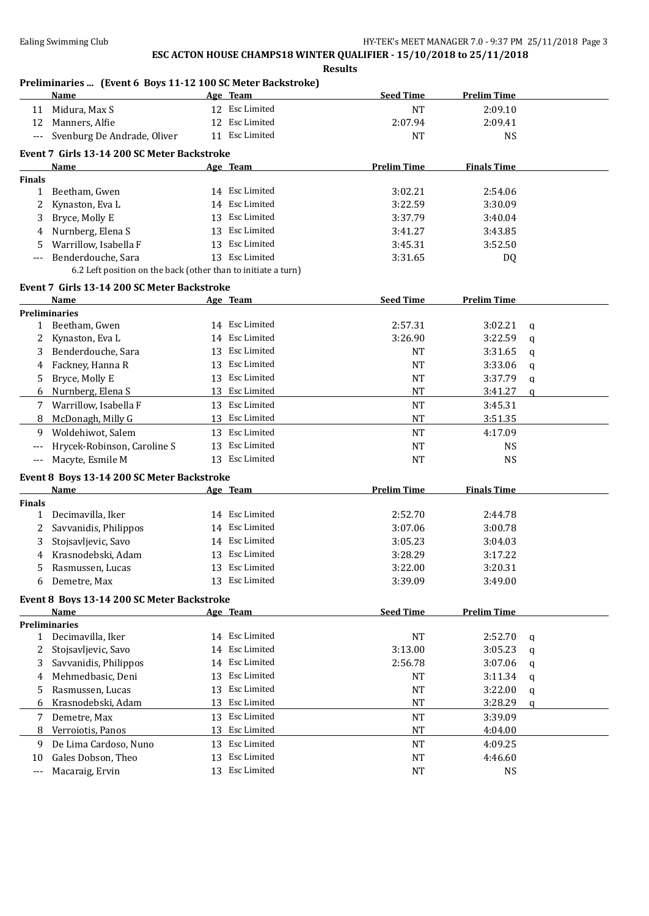# ESC ACTON HOUSE CHAMPS18 WINTER QUALIFIER - 15/10/2018 to 25/11/2018

**Results**

### Preliminaries ... (Event 6 Boys 11-12 100 SC Meter Backstroke)

| | Name | Age | Team | Seed Time | Prelim Time | |
|---|---|---|---|---|---|---|
| 11 | Midura, Max S | 12 | Esc Limited | NT | 2:09.10 | |
| 12 | Manners, Alfie | 12 | Esc Limited | 2:07.94 | 2:09.41 | |
| --- | Svenburg De Andrade, Oliver | 11 | Esc Limited | NT | NS | |

### Event 7 Girls 13-14 200 SC Meter Backstroke

| | Name | Age | Team | Prelim Time | Finals Time |
|---|---|---|---|---|---|
| **Finals** | | | | | |
| 1 | Beetham, Gwen | 14 | Esc Limited | 3:02.21 | 2:54.06 |
| 2 | Kynaston, Eva L | 14 | Esc Limited | 3:22.59 | 3:30.09 |
| 3 | Bryce, Molly E | 13 | Esc Limited | 3:37.79 | 3:40.04 |
| 4 | Nurnberg, Elena S | 13 | Esc Limited | 3:41.27 | 3:43.85 |
| 5 | Warrillow, Isabella F | 13 | Esc Limited | 3:45.31 | 3:52.50 |
| --- | Benderdouche, Sara | 13 | Esc Limited | 3:31.65 | DQ |
| | 6.2 Left position on the back (other than to initiate a turn) | | | | |

### Event 7 Girls 13-14 200 SC Meter Backstroke

| | Name | Age | Team | Seed Time | Prelim Time | |
|---|---|---|---|---|---|---|
| **Preliminaries** | | | | | | |
| 1 | Beetham, Gwen | 14 | Esc Limited | 2:57.31 | 3:02.21 | q |
| 2 | Kynaston, Eva L | 14 | Esc Limited | 3:26.90 | 3:22.59 | q |
| 3 | Benderdouche, Sara | 13 | Esc Limited | NT | 3:31.65 | q |
| 4 | Fackney, Hanna R | 13 | Esc Limited | NT | 3:33.06 | q |
| 5 | Bryce, Molly E | 13 | Esc Limited | NT | 3:37.79 | q |
| 6 | Nurnberg, Elena S | 13 | Esc Limited | NT | 3:41.27 | q |
| 7 | Warrillow, Isabella F | 13 | Esc Limited | NT | 3:45.31 | |
| 8 | McDonagh, Milly G | 13 | Esc Limited | NT | 3:51.35 | |
| 9 | Woldehiwot, Salem | 13 | Esc Limited | NT | 4:17.09 | |
| --- | Hrycek-Robinson, Caroline S | 13 | Esc Limited | NT | NS | |
| --- | Macyte, Esmile M | 13 | Esc Limited | NT | NS | |

### Event 8 Boys 13-14 200 SC Meter Backstroke

| | Name | Age | Team | Prelim Time | Finals Time |
|---|---|---|---|---|---|
| **Finals** | | | | | |
| 1 | Decimavilla, Iker | 14 | Esc Limited | 2:52.70 | 2:44.78 |
| 2 | Savvanidis, Philippos | 14 | Esc Limited | 3:07.06 | 3:00.78 |
| 3 | Stojsavljevic, Savo | 14 | Esc Limited | 3:05.23 | 3:04.03 |
| 4 | Krasnodebski, Adam | 13 | Esc Limited | 3:28.29 | 3:17.22 |
| 5 | Rasmussen, Lucas | 13 | Esc Limited | 3:22.00 | 3:20.31 |
| 6 | Demetre, Max | 13 | Esc Limited | 3:39.09 | 3:49.00 |

### Event 8 Boys 13-14 200 SC Meter Backstroke

| | Name | Age | Team | Seed Time | Prelim Time | |
|---|---|---|---|---|---|---|
| **Preliminaries** | | | | | | |
| 1 | Decimavilla, Iker | 14 | Esc Limited | NT | 2:52.70 | q |
| 2 | Stojsavljevic, Savo | 14 | Esc Limited | 3:13.00 | 3:05.23 | q |
| 3 | Savvanidis, Philippos | 14 | Esc Limited | 2:56.78 | 3:07.06 | q |
| 4 | Mehmedbasic, Deni | 13 | Esc Limited | NT | 3:11.34 | q |
| 5 | Rasmussen, Lucas | 13 | Esc Limited | NT | 3:22.00 | q |
| 6 | Krasnodebski, Adam | 13 | Esc Limited | NT | 3:28.29 | q |
| 7 | Demetre, Max | 13 | Esc Limited | NT | 3:39.09 | |
| 8 | Verroiotis, Panos | 13 | Esc Limited | NT | 4:04.00 | |
| 9 | De Lima Cardoso, Nuno | 13 | Esc Limited | NT | 4:09.25 | |
| 10 | Gales Dobson, Theo | 13 | Esc Limited | NT | 4:46.60 | |
| --- | Macaraig, Ervin | 13 | Esc Limited | NT | NS | |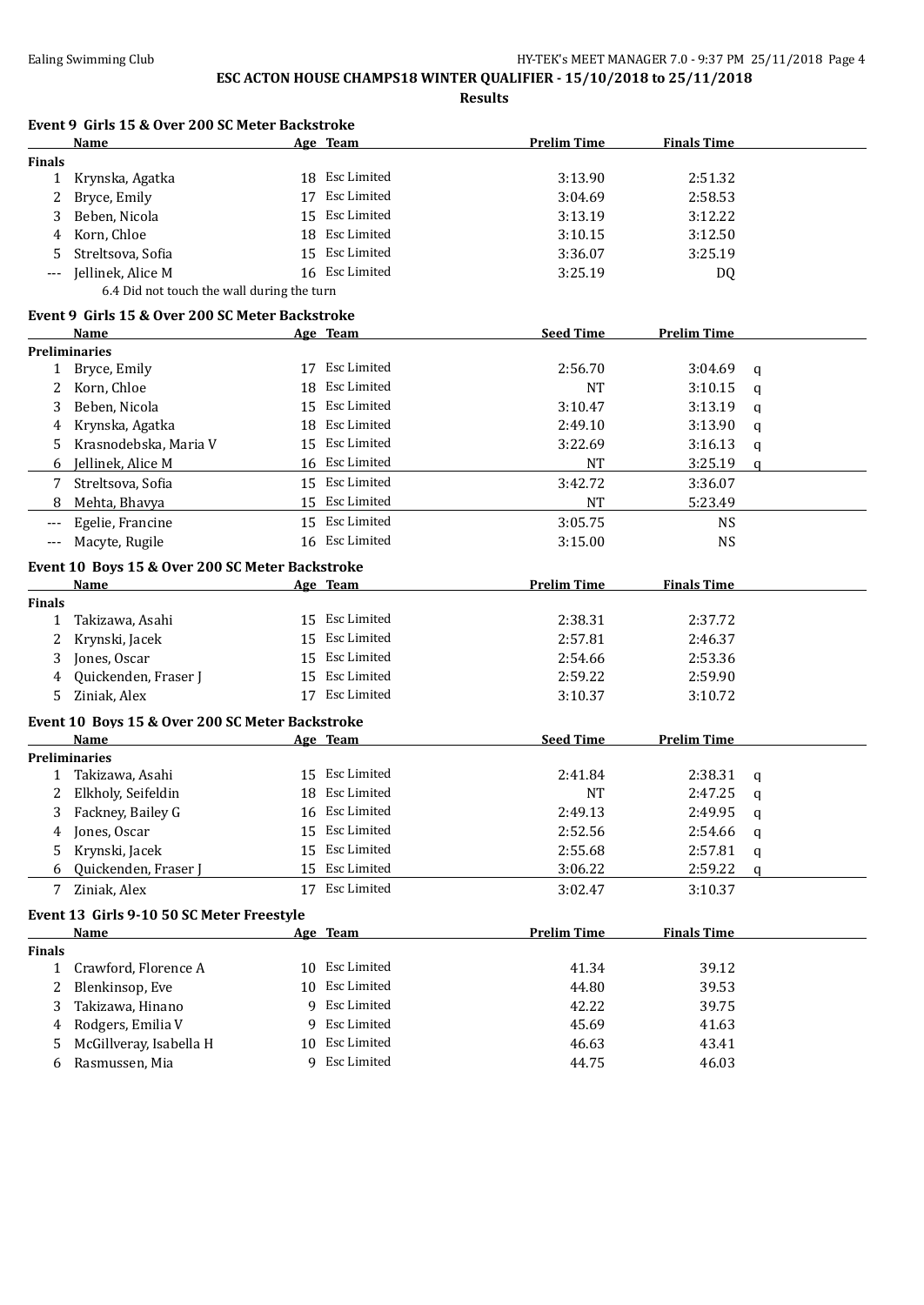## ESC ACTON HOUSE CHAMPS18 WINTER QUALIFIER - 15/10/2018 to 25/11/2018

**Results**

### Event 9 Girls 15 & Over 200 SC Meter Backstroke

| | Name | Age | Team | Prelim Time | Finals Time |
|---|---|---|---|---|---|
| **Finals** | | | | | |
| 1 | Krynska, Agatka | 18 | Esc Limited | 3:13.90 | 2:51.32 |
| 2 | Bryce, Emily | 17 | Esc Limited | 3:04.69 | 2:58.53 |
| 3 | Beben, Nicola | 15 | Esc Limited | 3:13.19 | 3:12.22 |
| 4 | Korn, Chloe | 18 | Esc Limited | 3:10.15 | 3:12.50 |
| 5 | Streltsova, Sofia | 15 | Esc Limited | 3:36.07 | 3:25.19 |
| --- | Jellinek, Alice M | 16 | Esc Limited | 3:25.19 | DQ |

6.4 Did not touch the wall during the turn

### Event 9 Girls 15 & Over 200 SC Meter Backstroke

| | Name | Age | Team | Seed Time | Prelim Time | |
|---|---|---|---|---|---|---|
| **Preliminaries** | | | | | | |
| 1 | Bryce, Emily | 17 | Esc Limited | 2:56.70 | 3:04.69 | q |
| 2 | Korn, Chloe | 18 | Esc Limited | NT | 3:10.15 | q |
| 3 | Beben, Nicola | 15 | Esc Limited | 3:10.47 | 3:13.19 | q |
| 4 | Krynska, Agatka | 18 | Esc Limited | 2:49.10 | 3:13.90 | q |
| 5 | Krasnodebska, Maria V | 15 | Esc Limited | 3:22.69 | 3:16.13 | q |
| 6 | Jellinek, Alice M | 16 | Esc Limited | NT | 3:25.19 | q |
| 7 | Streltsova, Sofia | 15 | Esc Limited | 3:42.72 | 3:36.07 | |
| 8 | Mehta, Bhavya | 15 | Esc Limited | NT | 5:23.49 | |
| --- | Egelie, Francine | 15 | Esc Limited | 3:05.75 | NS | |
| --- | Macyte, Rugile | 16 | Esc Limited | 3:15.00 | NS | |

### Event 10 Boys 15 & Over 200 SC Meter Backstroke

| | Name | Age | Team | Prelim Time | Finals Time |
|---|---|---|---|---|---|
| **Finals** | | | | | |
| 1 | Takizawa, Asahi | 15 | Esc Limited | 2:38.31 | 2:37.72 |
| 2 | Krynski, Jacek | 15 | Esc Limited | 2:57.81 | 2:46.37 |
| 3 | Jones, Oscar | 15 | Esc Limited | 2:54.66 | 2:53.36 |
| 4 | Quickenden, Fraser J | 15 | Esc Limited | 2:59.22 | 2:59.90 |
| 5 | Ziniak, Alex | 17 | Esc Limited | 3:10.37 | 3:10.72 |

### Event 10 Boys 15 & Over 200 SC Meter Backstroke

| | Name | Age | Team | Seed Time | Prelim Time | |
|---|---|---|---|---|---|---|
| **Preliminaries** | | | | | | |
| 1 | Takizawa, Asahi | 15 | Esc Limited | 2:41.84 | 2:38.31 | q |
| 2 | Elkholy, Seifeldin | 18 | Esc Limited | NT | 2:47.25 | q |
| 3 | Fackney, Bailey G | 16 | Esc Limited | 2:49.13 | 2:49.95 | q |
| 4 | Jones, Oscar | 15 | Esc Limited | 2:52.56 | 2:54.66 | q |
| 5 | Krynski, Jacek | 15 | Esc Limited | 2:55.68 | 2:57.81 | q |
| 6 | Quickenden, Fraser J | 15 | Esc Limited | 3:06.22 | 2:59.22 | q |
| 7 | Ziniak, Alex | 17 | Esc Limited | 3:02.47 | 3:10.37 | |

### Event 13 Girls 9-10 50 SC Meter Freestyle

| | Name | Age | Team | Prelim Time | Finals Time |
|---|---|---|---|---|---|
| **Finals** | | | | | |
| 1 | Crawford, Florence A | 10 | Esc Limited | 41.34 | 39.12 |
| 2 | Blenkinsop, Eve | 10 | Esc Limited | 44.80 | 39.53 |
| 3 | Takizawa, Hinano | 9 | Esc Limited | 42.22 | 39.75 |
| 4 | Rodgers, Emilia V | 9 | Esc Limited | 45.69 | 41.63 |
| 5 | McGillveray, Isabella H | 10 | Esc Limited | 46.63 | 43.41 |
| 6 | Rasmussen, Mia | 9 | Esc Limited | 44.75 | 46.03 |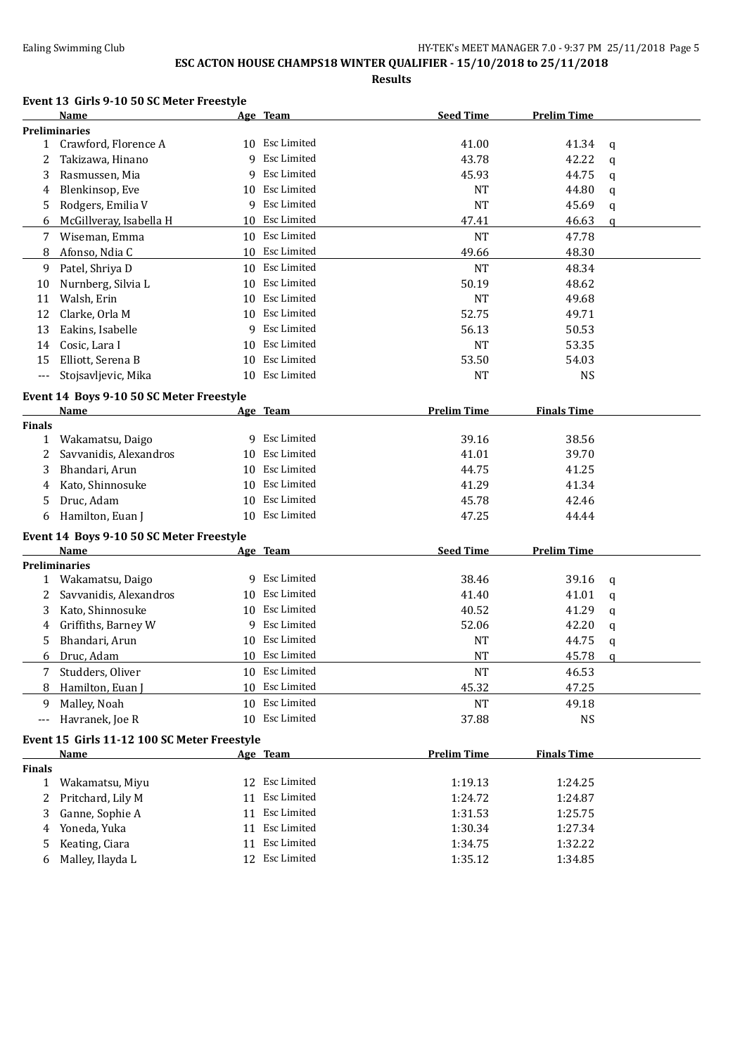**ESC ACTON HOUSE CHAMPS18 WINTER QUALIFIER - 15/10/2018 to 25/11/2018**

**Results**

### Event 13 Girls 9-10 50 SC Meter Freestyle

| | Name | Age | Team | Seed Time | Prelim Time | |
|---|---|---|---|---|---|---|
| **Preliminaries** | | | | | | |
| 1 | Crawford, Florence A | 10 | Esc Limited | 41.00 | 41.34 | q |
| 2 | Takizawa, Hinano | 9 | Esc Limited | 43.78 | 42.22 | q |
| 3 | Rasmussen, Mia | 9 | Esc Limited | 45.93 | 44.75 | q |
| 4 | Blenkinsop, Eve | 10 | Esc Limited | NT | 44.80 | q |
| 5 | Rodgers, Emilia V | 9 | Esc Limited | NT | 45.69 | q |
| 6 | McGillveray, Isabella H | 10 | Esc Limited | 47.41 | 46.63 | q |
| 7 | Wiseman, Emma | 10 | Esc Limited | NT | 47.78 | |
| 8 | Afonso, Ndia C | 10 | Esc Limited | 49.66 | 48.30 | |
| 9 | Patel, Shriya D | 10 | Esc Limited | NT | 48.34 | |
| 10 | Nurnberg, Silvia L | 10 | Esc Limited | 50.19 | 48.62 | |
| 11 | Walsh, Erin | 10 | Esc Limited | NT | 49.68 | |
| 12 | Clarke, Orla M | 10 | Esc Limited | 52.75 | 49.71 | |
| 13 | Eakins, Isabelle | 9 | Esc Limited | 56.13 | 50.53 | |
| 14 | Cosic, Lara I | 10 | Esc Limited | NT | 53.35 | |
| 15 | Elliott, Serena B | 10 | Esc Limited | 53.50 | 54.03 | |
| --- | Stojsavljevic, Mika | 10 | Esc Limited | NT | NS | |

### Event 14 Boys 9-10 50 SC Meter Freestyle

| | Name | Age | Team | Prelim Time | Finals Time |
|---|---|---|---|---|---|
| **Finals** | | | | | |
| 1 | Wakamatsu, Daigo | 9 | Esc Limited | 39.16 | 38.56 |
| 2 | Savvanidis, Alexandros | 10 | Esc Limited | 41.01 | 39.70 |
| 3 | Bhandari, Arun | 10 | Esc Limited | 44.75 | 41.25 |
| 4 | Kato, Shinnosuke | 10 | Esc Limited | 41.29 | 41.34 |
| 5 | Druc, Adam | 10 | Esc Limited | 45.78 | 42.46 |
| 6 | Hamilton, Euan J | 10 | Esc Limited | 47.25 | 44.44 |

### Event 14 Boys 9-10 50 SC Meter Freestyle

| | Name | Age | Team | Seed Time | Prelim Time | |
|---|---|---|---|---|---|---|
| **Preliminaries** | | | | | | |
| 1 | Wakamatsu, Daigo | 9 | Esc Limited | 38.46 | 39.16 | q |
| 2 | Savvanidis, Alexandros | 10 | Esc Limited | 41.40 | 41.01 | q |
| 3 | Kato, Shinnosuke | 10 | Esc Limited | 40.52 | 41.29 | q |
| 4 | Griffiths, Barney W | 9 | Esc Limited | 52.06 | 42.20 | q |
| 5 | Bhandari, Arun | 10 | Esc Limited | NT | 44.75 | q |
| 6 | Druc, Adam | 10 | Esc Limited | NT | 45.78 | q |
| 7 | Studders, Oliver | 10 | Esc Limited | NT | 46.53 | |
| 8 | Hamilton, Euan J | 10 | Esc Limited | 45.32 | 47.25 | |
| 9 | Malley, Noah | 10 | Esc Limited | NT | 49.18 | |
| --- | Havranek, Joe R | 10 | Esc Limited | 37.88 | NS | |

### Event 15 Girls 11-12 100 SC Meter Freestyle

| | Name | Age | Team | Prelim Time | Finals Time |
|---|---|---|---|---|---|
| **Finals** | | | | | |
| 1 | Wakamatsu, Miyu | 12 | Esc Limited | 1:19.13 | 1:24.25 |
| 2 | Pritchard, Lily M | 11 | Esc Limited | 1:24.72 | 1:24.87 |
| 3 | Ganne, Sophie A | 11 | Esc Limited | 1:31.53 | 1:25.75 |
| 4 | Yoneda, Yuka | 11 | Esc Limited | 1:30.34 | 1:27.34 |
| 5 | Keating, Ciara | 11 | Esc Limited | 1:34.75 | 1:32.22 |
| 6 | Malley, Ilayda L | 12 | Esc Limited | 1:35.12 | 1:34.85 |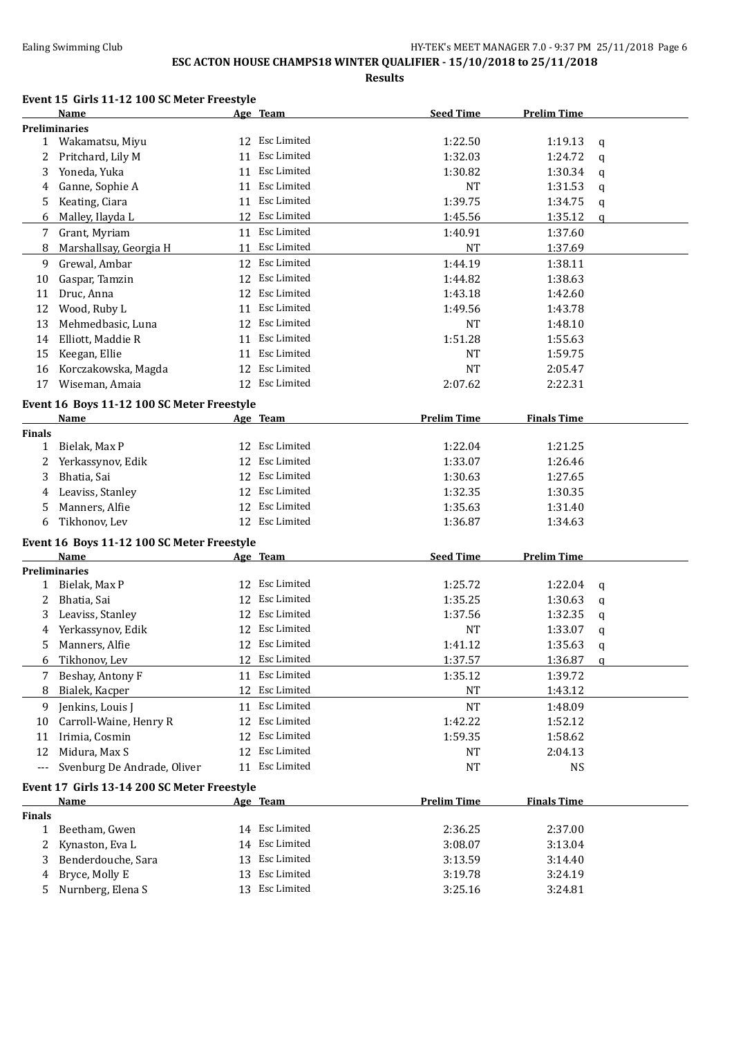**ESC ACTON HOUSE CHAMPS18 WINTER QUALIFIER - 15/10/2018 to 25/11/2018**

**Results**

### Event 15 Girls 11-12 100 SC Meter Freestyle

| | Name | Age | Team | Seed Time | Prelim Time | |
|---|---|---|---|---|---|---|
| **Preliminaries** | | | | | | |
| 1 | Wakamatsu, Miyu | 12 | Esc Limited | 1:22.50 | 1:19.13 | q |
| 2 | Pritchard, Lily M | 11 | Esc Limited | 1:32.03 | 1:24.72 | q |
| 3 | Yoneda, Yuka | 11 | Esc Limited | 1:30.82 | 1:30.34 | q |
| 4 | Ganne, Sophie A | 11 | Esc Limited | NT | 1:31.53 | q |
| 5 | Keating, Ciara | 11 | Esc Limited | 1:39.75 | 1:34.75 | q |
| 6 | Malley, Ilayda L | 12 | Esc Limited | 1:45.56 | 1:35.12 | q |
| 7 | Grant, Myriam | 11 | Esc Limited | 1:40.91 | 1:37.60 | |
| 8 | Marshallsay, Georgia H | 11 | Esc Limited | NT | 1:37.69 | |
| 9 | Grewal, Ambar | 12 | Esc Limited | 1:44.19 | 1:38.11 | |
| 10 | Gaspar, Tamzin | 12 | Esc Limited | 1:44.82 | 1:38.63 | |
| 11 | Druc, Anna | 12 | Esc Limited | 1:43.18 | 1:42.60 | |
| 12 | Wood, Ruby L | 11 | Esc Limited | 1:49.56 | 1:43.78 | |
| 13 | Mehmedbasic, Luna | 12 | Esc Limited | NT | 1:48.10 | |
| 14 | Elliott, Maddie R | 11 | Esc Limited | 1:51.28 | 1:55.63 | |
| 15 | Keegan, Ellie | 11 | Esc Limited | NT | 1:59.75 | |
| 16 | Korczakowska, Magda | 12 | Esc Limited | NT | 2:05.47 | |
| 17 | Wiseman, Amaia | 12 | Esc Limited | 2:07.62 | 2:22.31 | |

### Event 16 Boys 11-12 100 SC Meter Freestyle

| | Name | Age | Team | Prelim Time | Finals Time |
|---|---|---|---|---|---|
| **Finals** | | | | | |
| 1 | Bielak, Max P | 12 | Esc Limited | 1:22.04 | 1:21.25 |
| 2 | Yerkassynov, Edik | 12 | Esc Limited | 1:33.07 | 1:26.46 |
| 3 | Bhatia, Sai | 12 | Esc Limited | 1:30.63 | 1:27.65 |
| 4 | Leaviss, Stanley | 12 | Esc Limited | 1:32.35 | 1:30.35 |
| 5 | Manners, Alfie | 12 | Esc Limited | 1:35.63 | 1:31.40 |
| 6 | Tikhonov, Lev | 12 | Esc Limited | 1:36.87 | 1:34.63 |

### Event 16 Boys 11-12 100 SC Meter Freestyle

| | Name | Age | Team | Seed Time | Prelim Time | |
|---|---|---|---|---|---|---|
| **Preliminaries** | | | | | | |
| 1 | Bielak, Max P | 12 | Esc Limited | 1:25.72 | 1:22.04 | q |
| 2 | Bhatia, Sai | 12 | Esc Limited | 1:35.25 | 1:30.63 | q |
| 3 | Leaviss, Stanley | 12 | Esc Limited | 1:37.56 | 1:32.35 | q |
| 4 | Yerkassynov, Edik | 12 | Esc Limited | NT | 1:33.07 | q |
| 5 | Manners, Alfie | 12 | Esc Limited | 1:41.12 | 1:35.63 | q |
| 6 | Tikhonov, Lev | 12 | Esc Limited | 1:37.57 | 1:36.87 | q |
| 7 | Beshay, Antony F | 11 | Esc Limited | 1:35.12 | 1:39.72 | |
| 8 | Bialek, Kacper | 12 | Esc Limited | NT | 1:43.12 | |
| 9 | Jenkins, Louis J | 11 | Esc Limited | NT | 1:48.09 | |
| 10 | Carroll-Waine, Henry R | 12 | Esc Limited | 1:42.22 | 1:52.12 | |
| 11 | Irimia, Cosmin | 12 | Esc Limited | 1:59.35 | 1:58.62 | |
| 12 | Midura, Max S | 12 | Esc Limited | NT | 2:04.13 | |
| --- | Svenburg De Andrade, Oliver | 11 | Esc Limited | NT | NS | |

### Event 17 Girls 13-14 200 SC Meter Freestyle

| | Name | Age | Team | Prelim Time | Finals Time |
|---|---|---|---|---|---|
| **Finals** | | | | | |
| 1 | Beetham, Gwen | 14 | Esc Limited | 2:36.25 | 2:37.00 |
| 2 | Kynaston, Eva L | 14 | Esc Limited | 3:08.07 | 3:13.04 |
| 3 | Benderdouche, Sara | 13 | Esc Limited | 3:13.59 | 3:14.40 |
| 4 | Bryce, Molly E | 13 | Esc Limited | 3:19.78 | 3:24.19 |
| 5 | Nurnberg, Elena S | 13 | Esc Limited | 3:25.16 | 3:24.81 |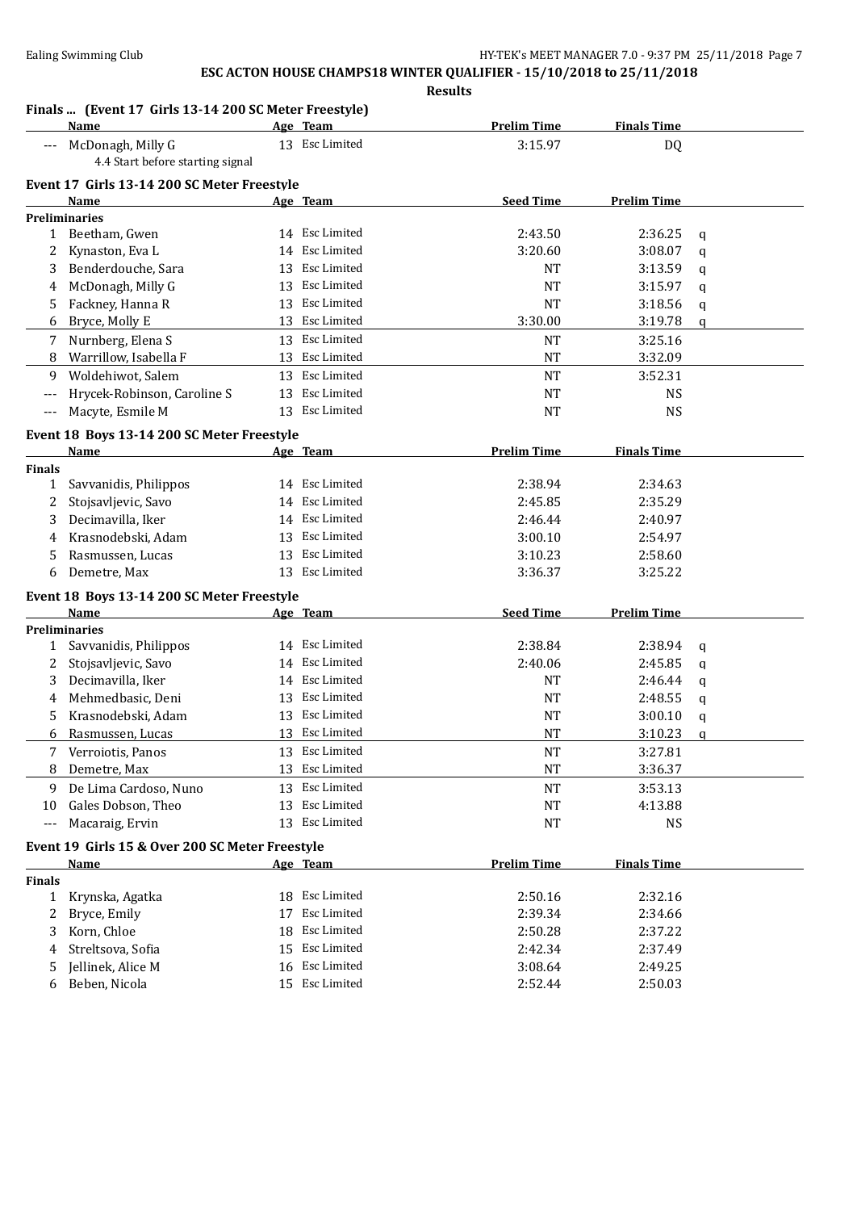**ESC ACTON HOUSE CHAMPS18 WINTER QUALIFIER - 15/10/2018 to 25/11/2018**

**Results**

### Finals ... (Event 17 Girls 13-14 200 SC Meter Freestyle)

| | Name | Age | Team | Prelim Time | Finals Time |
|---|---|---|---|---|---|
| --- | McDonagh, Milly G | 13 | Esc Limited | 3:15.97 | DQ |
| | 4.4 Start before starting signal | | | | |

### Event 17 Girls 13-14 200 SC Meter Freestyle

| | Name | Age | Team | Seed Time | Prelim Time | |
|---|---|---|---|---|---|---|
| **Preliminaries** | | | | | | |
| 1 | Beetham, Gwen | 14 | Esc Limited | 2:43.50 | 2:36.25 | q |
| 2 | Kynaston, Eva L | 14 | Esc Limited | 3:20.60 | 3:08.07 | q |
| 3 | Benderdouche, Sara | 13 | Esc Limited | NT | 3:13.59 | q |
| 4 | McDonagh, Milly G | 13 | Esc Limited | NT | 3:15.97 | q |
| 5 | Fackney, Hanna R | 13 | Esc Limited | NT | 3:18.56 | q |
| 6 | Bryce, Molly E | 13 | Esc Limited | 3:30.00 | 3:19.78 | q |
| 7 | Nurnberg, Elena S | 13 | Esc Limited | NT | 3:25.16 | |
| 8 | Warrillow, Isabella F | 13 | Esc Limited | NT | 3:32.09 | |
| 9 | Woldehiwot, Salem | 13 | Esc Limited | NT | 3:52.31 | |
| --- | Hrycek-Robinson, Caroline S | 13 | Esc Limited | NT | NS | |
| --- | Macyte, Esmile M | 13 | Esc Limited | NT | NS | |

### Event 18 Boys 13-14 200 SC Meter Freestyle

| | Name | Age | Team | Prelim Time | Finals Time |
|---|---|---|---|---|---|
| **Finals** | | | | | |
| 1 | Savvanidis, Philippos | 14 | Esc Limited | 2:38.94 | 2:34.63 |
| 2 | Stojsavljevic, Savo | 14 | Esc Limited | 2:45.85 | 2:35.29 |
| 3 | Decimavilla, Iker | 14 | Esc Limited | 2:46.44 | 2:40.97 |
| 4 | Krasnodebski, Adam | 13 | Esc Limited | 3:00.10 | 2:54.97 |
| 5 | Rasmussen, Lucas | 13 | Esc Limited | 3:10.23 | 2:58.60 |
| 6 | Demetre, Max | 13 | Esc Limited | 3:36.37 | 3:25.22 |

### Event 18 Boys 13-14 200 SC Meter Freestyle

| | Name | Age | Team | Seed Time | Prelim Time | |
|---|---|---|---|---|---|---|
| **Preliminaries** | | | | | | |
| 1 | Savvanidis, Philippos | 14 | Esc Limited | 2:38.84 | 2:38.94 | q |
| 2 | Stojsavljevic, Savo | 14 | Esc Limited | 2:40.06 | 2:45.85 | q |
| 3 | Decimavilla, Iker | 14 | Esc Limited | NT | 2:46.44 | q |
| 4 | Mehmedbasic, Deni | 13 | Esc Limited | NT | 2:48.55 | q |
| 5 | Krasnodebski, Adam | 13 | Esc Limited | NT | 3:00.10 | q |
| 6 | Rasmussen, Lucas | 13 | Esc Limited | NT | 3:10.23 | q |
| 7 | Verroiotis, Panos | 13 | Esc Limited | NT | 3:27.81 | |
| 8 | Demetre, Max | 13 | Esc Limited | NT | 3:36.37 | |
| 9 | De Lima Cardoso, Nuno | 13 | Esc Limited | NT | 3:53.13 | |
| 10 | Gales Dobson, Theo | 13 | Esc Limited | NT | 4:13.88 | |
| --- | Macaraig, Ervin | 13 | Esc Limited | NT | NS | |

### Event 19 Girls 15 & Over 200 SC Meter Freestyle

| | Name | Age | Team | Prelim Time | Finals Time |
|---|---|---|---|---|---|
| **Finals** | | | | | |
| 1 | Krynska, Agatka | 18 | Esc Limited | 2:50.16 | 2:32.16 |
| 2 | Bryce, Emily | 17 | Esc Limited | 2:39.34 | 2:34.66 |
| 3 | Korn, Chloe | 18 | Esc Limited | 2:50.28 | 2:37.22 |
| 4 | Streltsova, Sofia | 15 | Esc Limited | 2:42.34 | 2:37.49 |
| 5 | Jellinek, Alice M | 16 | Esc Limited | 3:08.64 | 2:49.25 |
| 6 | Beben, Nicola | 15 | Esc Limited | 2:52.44 | 2:50.03 |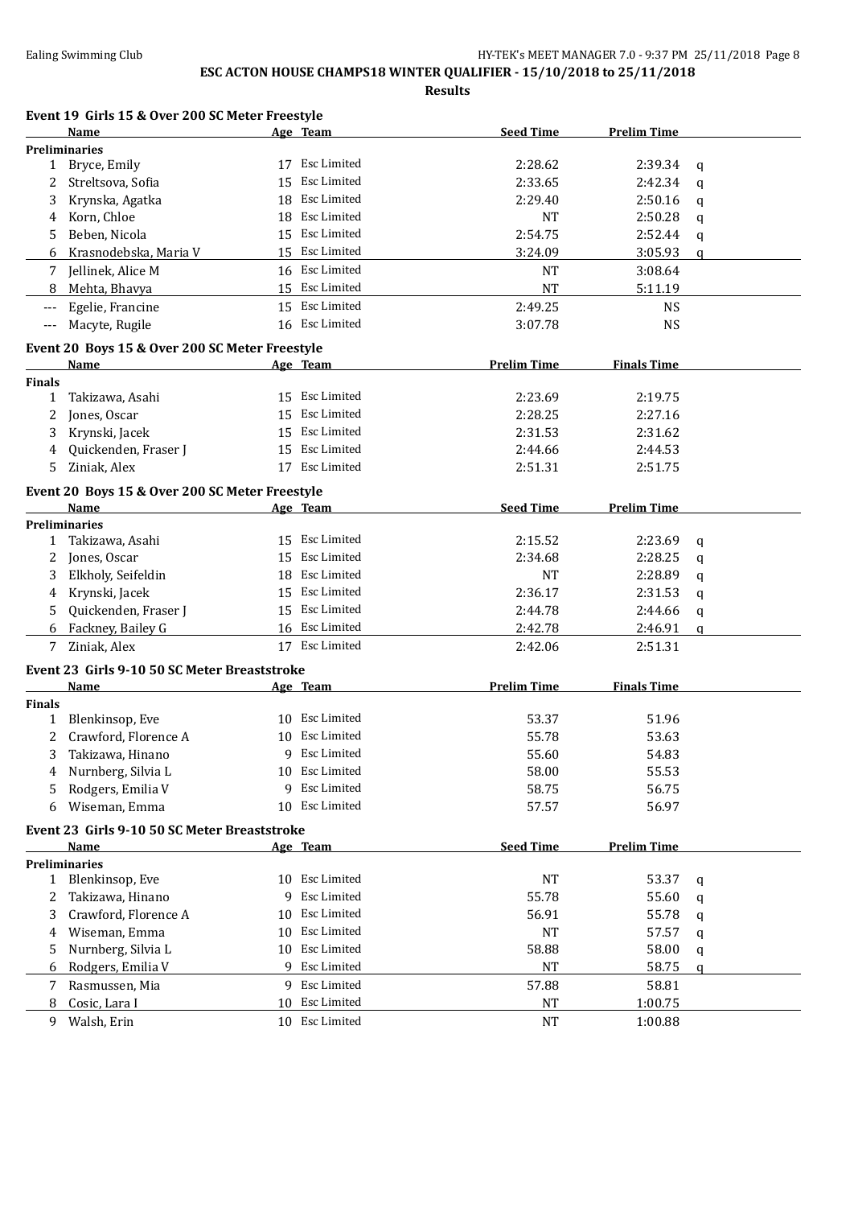**ESC ACTON HOUSE CHAMPS18 WINTER QUALIFIER - 15/10/2018 to 25/11/2018**

**Results**

### Event 19 Girls 15 & Over 200 SC Meter Freestyle

| | Name | Age | Team | Seed Time | Prelim Time | |
|---|---|---|---|---|---|---|
| **Preliminaries** | | | | | | |
| 1 | Bryce, Emily | 17 | Esc Limited | 2:28.62 | 2:39.34 | q |
| 2 | Streltsova, Sofia | 15 | Esc Limited | 2:33.65 | 2:42.34 | q |
| 3 | Krynska, Agatka | 18 | Esc Limited | 2:29.40 | 2:50.16 | q |
| 4 | Korn, Chloe | 18 | Esc Limited | NT | 2:50.28 | q |
| 5 | Beben, Nicola | 15 | Esc Limited | 2:54.75 | 2:52.44 | q |
| 6 | Krasnodebska, Maria V | 15 | Esc Limited | 3:24.09 | 3:05.93 | q |
| 7 | Jellinek, Alice M | 16 | Esc Limited | NT | 3:08.64 | |
| 8 | Mehta, Bhavya | 15 | Esc Limited | NT | 5:11.19 | |
| --- | Egelie, Francine | 15 | Esc Limited | 2:49.25 | NS | |
| --- | Macyte, Rugile | 16 | Esc Limited | 3:07.78 | NS | |

### Event 20 Boys 15 & Over 200 SC Meter Freestyle

| | Name | Age | Team | Prelim Time | Finals Time |
|---|---|---|---|---|---|
| **Finals** | | | | | |
| 1 | Takizawa, Asahi | 15 | Esc Limited | 2:23.69 | 2:19.75 |
| 2 | Jones, Oscar | 15 | Esc Limited | 2:28.25 | 2:27.16 |
| 3 | Krynski, Jacek | 15 | Esc Limited | 2:31.53 | 2:31.62 |
| 4 | Quickenden, Fraser J | 15 | Esc Limited | 2:44.66 | 2:44.53 |
| 5 | Ziniak, Alex | 17 | Esc Limited | 2:51.31 | 2:51.75 |

### Event 20 Boys 15 & Over 200 SC Meter Freestyle

| | Name | Age | Team | Seed Time | Prelim Time | |
|---|---|---|---|---|---|---|
| **Preliminaries** | | | | | | |
| 1 | Takizawa, Asahi | 15 | Esc Limited | 2:15.52 | 2:23.69 | q |
| 2 | Jones, Oscar | 15 | Esc Limited | 2:34.68 | 2:28.25 | q |
| 3 | Elkholy, Seifeldin | 18 | Esc Limited | NT | 2:28.89 | q |
| 4 | Krynski, Jacek | 15 | Esc Limited | 2:36.17 | 2:31.53 | q |
| 5 | Quickenden, Fraser J | 15 | Esc Limited | 2:44.78 | 2:44.66 | q |
| 6 | Fackney, Bailey G | 16 | Esc Limited | 2:42.78 | 2:46.91 | q |
| 7 | Ziniak, Alex | 17 | Esc Limited | 2:42.06 | 2:51.31 | |

### Event 23 Girls 9-10 50 SC Meter Breaststroke

| | Name | Age | Team | Prelim Time | Finals Time |
|---|---|---|---|---|---|
| **Finals** | | | | | |
| 1 | Blenkinsop, Eve | 10 | Esc Limited | 53.37 | 51.96 |
| 2 | Crawford, Florence A | 10 | Esc Limited | 55.78 | 53.63 |
| 3 | Takizawa, Hinano | 9 | Esc Limited | 55.60 | 54.83 |
| 4 | Nurnberg, Silvia L | 10 | Esc Limited | 58.00 | 55.53 |
| 5 | Rodgers, Emilia V | 9 | Esc Limited | 58.75 | 56.75 |
| 6 | Wiseman, Emma | 10 | Esc Limited | 57.57 | 56.97 |

### Event 23 Girls 9-10 50 SC Meter Breaststroke

| | Name | Age | Team | Seed Time | Prelim Time | |
|---|---|---|---|---|---|---|
| **Preliminaries** | | | | | | |
| 1 | Blenkinsop, Eve | 10 | Esc Limited | NT | 53.37 | q |
| 2 | Takizawa, Hinano | 9 | Esc Limited | 55.78 | 55.60 | q |
| 3 | Crawford, Florence A | 10 | Esc Limited | 56.91 | 55.78 | q |
| 4 | Wiseman, Emma | 10 | Esc Limited | NT | 57.57 | q |
| 5 | Nurnberg, Silvia L | 10 | Esc Limited | 58.88 | 58.00 | q |
| 6 | Rodgers, Emilia V | 9 | Esc Limited | NT | 58.75 | q |
| 7 | Rasmussen, Mia | 9 | Esc Limited | 57.88 | 58.81 | |
| 8 | Cosic, Lara I | 10 | Esc Limited | NT | 1:00.75 | |
| 9 | Walsh, Erin | 10 | Esc Limited | NT | 1:00.88 | |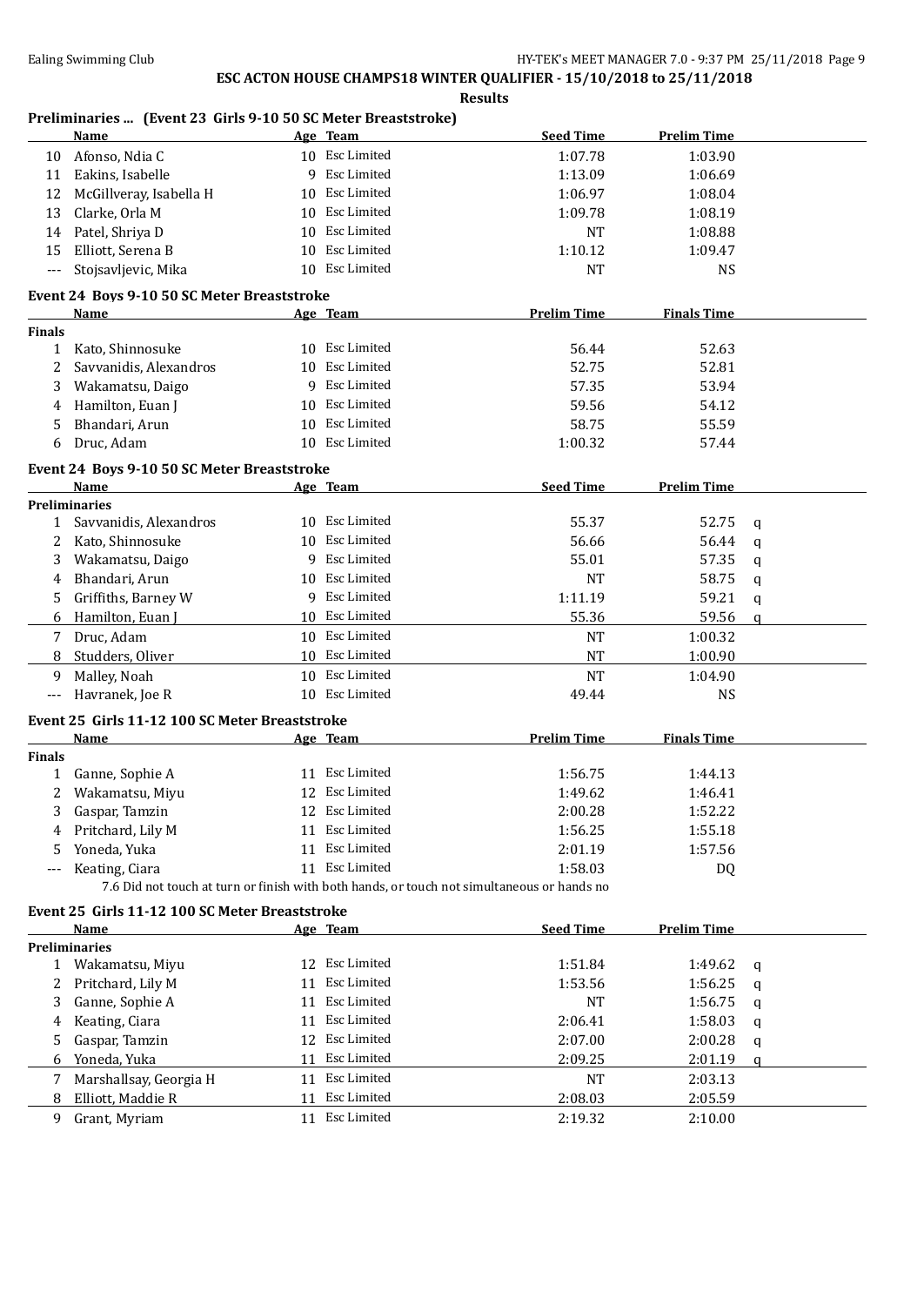**ESC ACTON HOUSE CHAMPS18 WINTER QUALIFIER - 15/10/2018 to 25/11/2018**

**Results**

### Preliminaries ... (Event 23 Girls 9-10 50 SC Meter Breaststroke)

| | Name | Age | Team | Seed Time | Prelim Time | |
|---|---|---|---|---|---|---|
| 10 | Afonso, Ndia C | 10 | Esc Limited | 1:07.78 | 1:03.90 | |
| 11 | Eakins, Isabelle | 9 | Esc Limited | 1:13.09 | 1:06.69 | |
| 12 | McGillveray, Isabella H | 10 | Esc Limited | 1:06.97 | 1:08.04 | |
| 13 | Clarke, Orla M | 10 | Esc Limited | 1:09.78 | 1:08.19 | |
| 14 | Patel, Shriya D | 10 | Esc Limited | NT | 1:08.88 | |
| 15 | Elliott, Serena B | 10 | Esc Limited | 1:10.12 | 1:09.47 | |
| --- | Stojsavljevic, Mika | 10 | Esc Limited | NT | NS | |

### Event 24 Boys 9-10 50 SC Meter Breaststroke

| | Name | Age | Team | Prelim Time | Finals Time |
|---|---|---|---|---|---|
| **Finals** | | | | | |
| 1 | Kato, Shinnosuke | 10 | Esc Limited | 56.44 | 52.63 |
| 2 | Savvanidis, Alexandros | 10 | Esc Limited | 52.75 | 52.81 |
| 3 | Wakamatsu, Daigo | 9 | Esc Limited | 57.35 | 53.94 |
| 4 | Hamilton, Euan J | 10 | Esc Limited | 59.56 | 54.12 |
| 5 | Bhandari, Arun | 10 | Esc Limited | 58.75 | 55.59 |
| 6 | Druc, Adam | 10 | Esc Limited | 1:00.32 | 57.44 |

### Event 24 Boys 9-10 50 SC Meter Breaststroke

| | Name | Age | Team | Seed Time | Prelim Time | |
|---|---|---|---|---|---|---|
| **Preliminaries** | | | | | | |
| 1 | Savvanidis, Alexandros | 10 | Esc Limited | 55.37 | 52.75 | q |
| 2 | Kato, Shinnosuke | 10 | Esc Limited | 56.66 | 56.44 | q |
| 3 | Wakamatsu, Daigo | 9 | Esc Limited | 55.01 | 57.35 | q |
| 4 | Bhandari, Arun | 10 | Esc Limited | NT | 58.75 | q |
| 5 | Griffiths, Barney W | 9 | Esc Limited | 1:11.19 | 59.21 | q |
| 6 | Hamilton, Euan J | 10 | Esc Limited | 55.36 | 59.56 | q |
| 7 | Druc, Adam | 10 | Esc Limited | NT | 1:00.32 | |
| 8 | Studders, Oliver | 10 | Esc Limited | NT | 1:00.90 | |
| 9 | Malley, Noah | 10 | Esc Limited | NT | 1:04.90 | |
| --- | Havranek, Joe R | 10 | Esc Limited | 49.44 | NS | |

### Event 25 Girls 11-12 100 SC Meter Breaststroke

| | Name | Age | Team | Prelim Time | Finals Time |
|---|---|---|---|---|---|
| **Finals** | | | | | |
| 1 | Ganne, Sophie A | 11 | Esc Limited | 1:56.75 | 1:44.13 |
| 2 | Wakamatsu, Miyu | 12 | Esc Limited | 1:49.62 | 1:46.41 |
| 3 | Gaspar, Tamzin | 12 | Esc Limited | 2:00.28 | 1:52.22 |
| 4 | Pritchard, Lily M | 11 | Esc Limited | 1:56.25 | 1:55.18 |
| 5 | Yoneda, Yuka | 11 | Esc Limited | 2:01.19 | 1:57.56 |
| --- | Keating, Ciara | 11 | Esc Limited | 1:58.03 | DQ |

7.6 Did not touch at turn or finish with both hands, or touch not simultaneous or hands no

### Event 25 Girls 11-12 100 SC Meter Breaststroke

| | Name | Age | Team | Seed Time | Prelim Time | |
|---|---|---|---|---|---|---|
| **Preliminaries** | | | | | | |
| 1 | Wakamatsu, Miyu | 12 | Esc Limited | 1:51.84 | 1:49.62 | q |
| 2 | Pritchard, Lily M | 11 | Esc Limited | 1:53.56 | 1:56.25 | q |
| 3 | Ganne, Sophie A | 11 | Esc Limited | NT | 1:56.75 | q |
| 4 | Keating, Ciara | 11 | Esc Limited | 2:06.41 | 1:58.03 | q |
| 5 | Gaspar, Tamzin | 12 | Esc Limited | 2:07.00 | 2:00.28 | q |
| 6 | Yoneda, Yuka | 11 | Esc Limited | 2:09.25 | 2:01.19 | q |
| 7 | Marshallsay, Georgia H | 11 | Esc Limited | NT | 2:03.13 | |
| 8 | Elliott, Maddie R | 11 | Esc Limited | 2:08.03 | 2:05.59 | |
| 9 | Grant, Myriam | 11 | Esc Limited | 2:19.32 | 2:10.00 | |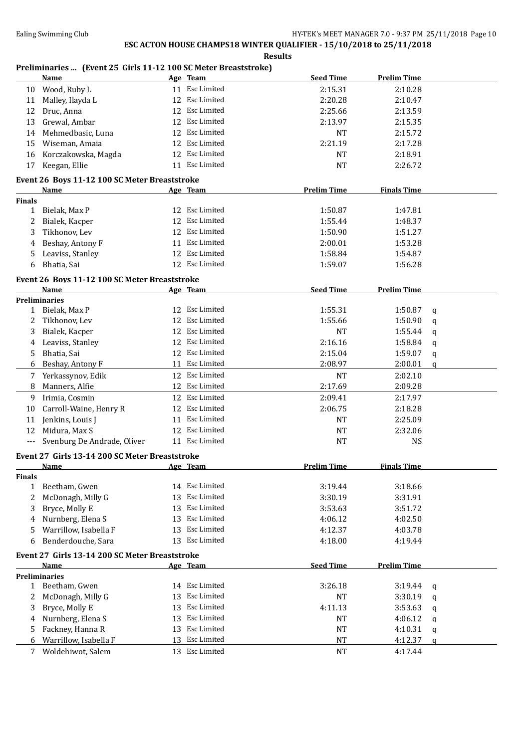# ESC ACTON HOUSE CHAMPS18 WINTER QUALIFIER - 15/10/2018 to 25/11/2018

**Results**

### Preliminaries ... (Event 25 Girls 11-12 100 SC Meter Breaststroke)

| | Name | Age | Team | Seed Time | Prelim Time | |
|---|---|---|---|---|---|---|
| 10 | Wood, Ruby L | 11 | Esc Limited | 2:15.31 | 2:10.28 | |
| 11 | Malley, Ilayda L | 12 | Esc Limited | 2:20.28 | 2:10.47 | |
| 12 | Druc, Anna | 12 | Esc Limited | 2:25.66 | 2:13.59 | |
| 13 | Grewal, Ambar | 12 | Esc Limited | 2:13.97 | 2:15.35 | |
| 14 | Mehmedbasic, Luna | 12 | Esc Limited | NT | 2:15.72 | |
| 15 | Wiseman, Amaia | 12 | Esc Limited | 2:21.19 | 2:17.28 | |
| 16 | Korczakowska, Magda | 12 | Esc Limited | NT | 2:18.91 | |
| 17 | Keegan, Ellie | 11 | Esc Limited | NT | 2:26.72 | |

### Event 26 Boys 11-12 100 SC Meter Breaststroke

| | Name | Age | Team | Prelim Time | Finals Time |
|---|---|---|---|---|---|
| **Finals** | | | | | |
| 1 | Bielak, Max P | 12 | Esc Limited | 1:50.87 | 1:47.81 |
| 2 | Bialek, Kacper | 12 | Esc Limited | 1:55.44 | 1:48.37 |
| 3 | Tikhonov, Lev | 12 | Esc Limited | 1:50.90 | 1:51.27 |
| 4 | Beshay, Antony F | 11 | Esc Limited | 2:00.01 | 1:53.28 |
| 5 | Leaviss, Stanley | 12 | Esc Limited | 1:58.84 | 1:54.87 |
| 6 | Bhatia, Sai | 12 | Esc Limited | 1:59.07 | 1:56.28 |

### Event 26 Boys 11-12 100 SC Meter Breaststroke

| | Name | Age | Team | Seed Time | Prelim Time | |
|---|---|---|---|---|---|---|
| **Preliminaries** | | | | | | |
| 1 | Bielak, Max P | 12 | Esc Limited | 1:55.31 | 1:50.87 | q |
| 2 | Tikhonov, Lev | 12 | Esc Limited | 1:55.66 | 1:50.90 | q |
| 3 | Bialek, Kacper | 12 | Esc Limited | NT | 1:55.44 | q |
| 4 | Leaviss, Stanley | 12 | Esc Limited | 2:16.16 | 1:58.84 | q |
| 5 | Bhatia, Sai | 12 | Esc Limited | 2:15.04 | 1:59.07 | q |
| 6 | Beshay, Antony F | 11 | Esc Limited | 2:08.97 | 2:00.01 | q |
| 7 | Yerkassynov, Edik | 12 | Esc Limited | NT | 2:02.10 | |
| 8 | Manners, Alfie | 12 | Esc Limited | 2:17.69 | 2:09.28 | |
| 9 | Irimia, Cosmin | 12 | Esc Limited | 2:09.41 | 2:17.97 | |
| 10 | Carroll-Waine, Henry R | 12 | Esc Limited | 2:06.75 | 2:18.28 | |
| 11 | Jenkins, Louis J | 11 | Esc Limited | NT | 2:25.09 | |
| 12 | Midura, Max S | 12 | Esc Limited | NT | 2:32.06 | |
| --- | Svenburg De Andrade, Oliver | 11 | Esc Limited | NT | NS | |

### Event 27 Girls 13-14 200 SC Meter Breaststroke

| | Name | Age | Team | Prelim Time | Finals Time |
|---|---|---|---|---|---|
| **Finals** | | | | | |
| 1 | Beetham, Gwen | 14 | Esc Limited | 3:19.44 | 3:18.66 |
| 2 | McDonagh, Milly G | 13 | Esc Limited | 3:30.19 | 3:31.91 |
| 3 | Bryce, Molly E | 13 | Esc Limited | 3:53.63 | 3:51.72 |
| 4 | Nurnberg, Elena S | 13 | Esc Limited | 4:06.12 | 4:02.50 |
| 5 | Warrillow, Isabella F | 13 | Esc Limited | 4:12.37 | 4:03.78 |
| 6 | Benderdouche, Sara | 13 | Esc Limited | 4:18.00 | 4:19.44 |

### Event 27 Girls 13-14 200 SC Meter Breaststroke

| | Name | Age | Team | Seed Time | Prelim Time | |
|---|---|---|---|---|---|---|
| **Preliminaries** | | | | | | |
| 1 | Beetham, Gwen | 14 | Esc Limited | 3:26.18 | 3:19.44 | q |
| 2 | McDonagh, Milly G | 13 | Esc Limited | NT | 3:30.19 | q |
| 3 | Bryce, Molly E | 13 | Esc Limited | 4:11.13 | 3:53.63 | q |
| 4 | Nurnberg, Elena S | 13 | Esc Limited | NT | 4:06.12 | q |
| 5 | Fackney, Hanna R | 13 | Esc Limited | NT | 4:10.31 | q |
| 6 | Warrillow, Isabella F | 13 | Esc Limited | NT | 4:12.37 | q |
| 7 | Woldehiwot, Salem | 13 | Esc Limited | NT | 4:17.44 | |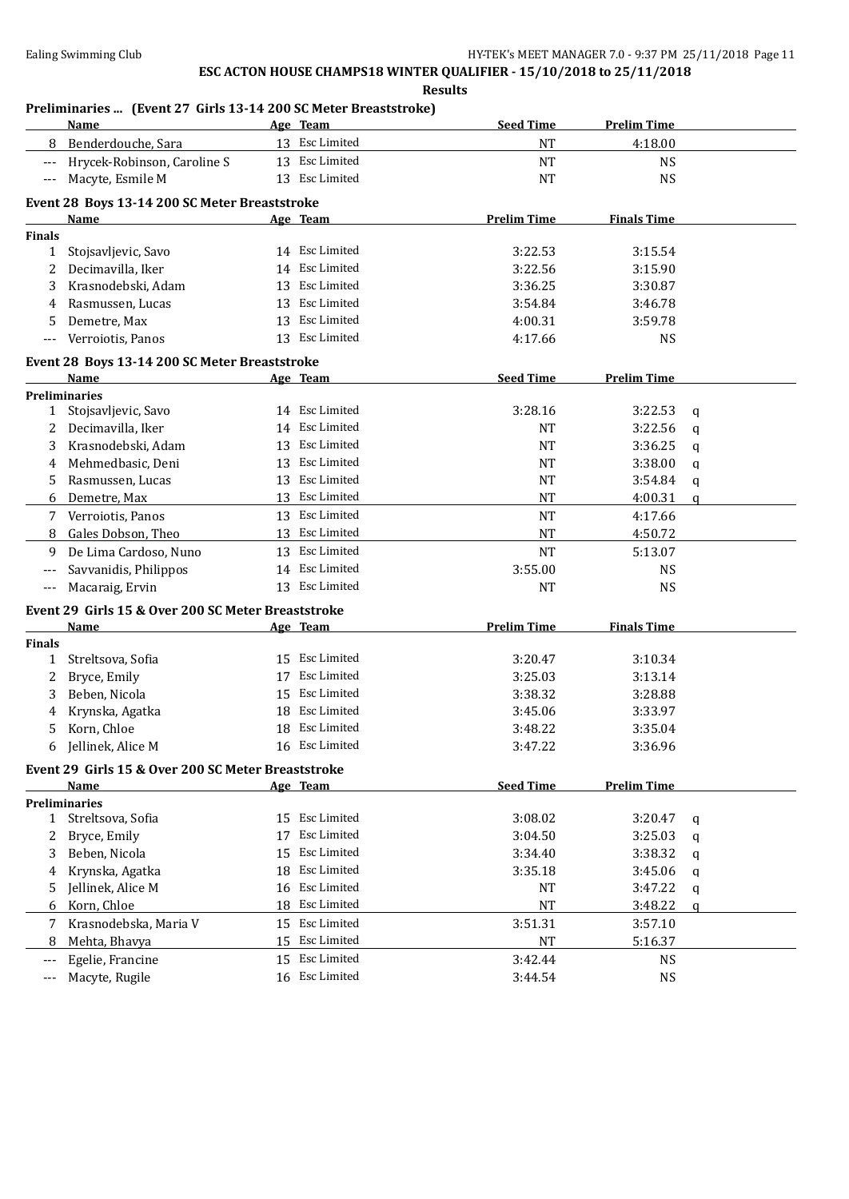# ESC ACTON HOUSE CHAMPS18 WINTER QUALIFIER - 15/10/2018 to 25/11/2018

**Results**

### Preliminaries ... (Event 27 Girls 13-14 200 SC Meter Breaststroke)

| | Name | Age | Team | Seed Time | Prelim Time | |
|---|---|---|---|---|---|---|
| 8 | Benderdouche, Sara | 13 | Esc Limited | NT | 4:18.00 | |
| --- | Hrycek-Robinson, Caroline S | 13 | Esc Limited | NT | NS | |
| --- | Macyte, Esmile M | 13 | Esc Limited | NT | NS | |

### Event 28 Boys 13-14 200 SC Meter Breaststroke

| | Name | Age | Team | Prelim Time | Finals Time |
|---|---|---|---|---|---|
| **Finals** | | | | | |
| 1 | Stojsavljevic, Savo | 14 | Esc Limited | 3:22.53 | 3:15.54 |
| 2 | Decimavilla, Iker | 14 | Esc Limited | 3:22.56 | 3:15.90 |
| 3 | Krasnodebski, Adam | 13 | Esc Limited | 3:36.25 | 3:30.87 |
| 4 | Rasmussen, Lucas | 13 | Esc Limited | 3:54.84 | 3:46.78 |
| 5 | Demetre, Max | 13 | Esc Limited | 4:00.31 | 3:59.78 |
| --- | Verroiotis, Panos | 13 | Esc Limited | 4:17.66 | NS |

### Event 28 Boys 13-14 200 SC Meter Breaststroke

| | Name | Age | Team | Seed Time | Prelim Time | |
|---|---|---|---|---|---|---|
| **Preliminaries** | | | | | | |
| 1 | Stojsavljevic, Savo | 14 | Esc Limited | 3:28.16 | 3:22.53 | q |
| 2 | Decimavilla, Iker | 14 | Esc Limited | NT | 3:22.56 | q |
| 3 | Krasnodebski, Adam | 13 | Esc Limited | NT | 3:36.25 | q |
| 4 | Mehmedbasic, Deni | 13 | Esc Limited | NT | 3:38.00 | q |
| 5 | Rasmussen, Lucas | 13 | Esc Limited | NT | 3:54.84 | q |
| 6 | Demetre, Max | 13 | Esc Limited | NT | 4:00.31 | q |
| 7 | Verroiotis, Panos | 13 | Esc Limited | NT | 4:17.66 | |
| 8 | Gales Dobson, Theo | 13 | Esc Limited | NT | 4:50.72 | |
| 9 | De Lima Cardoso, Nuno | 13 | Esc Limited | NT | 5:13.07 | |
| --- | Savvanidis, Philippos | 14 | Esc Limited | 3:55.00 | NS | |
| --- | Macaraig, Ervin | 13 | Esc Limited | NT | NS | |

### Event 29 Girls 15 & Over 200 SC Meter Breaststroke

| | Name | Age | Team | Prelim Time | Finals Time |
|---|---|---|---|---|---|
| **Finals** | | | | | |
| 1 | Streltsova, Sofia | 15 | Esc Limited | 3:20.47 | 3:10.34 |
| 2 | Bryce, Emily | 17 | Esc Limited | 3:25.03 | 3:13.14 |
| 3 | Beben, Nicola | 15 | Esc Limited | 3:38.32 | 3:28.88 |
| 4 | Krynska, Agatka | 18 | Esc Limited | 3:45.06 | 3:33.97 |
| 5 | Korn, Chloe | 18 | Esc Limited | 3:48.22 | 3:35.04 |
| 6 | Jellinek, Alice M | 16 | Esc Limited | 3:47.22 | 3:36.96 |

### Event 29 Girls 15 & Over 200 SC Meter Breaststroke

| | Name | Age | Team | Seed Time | Prelim Time | |
|---|---|---|---|---|---|---|
| **Preliminaries** | | | | | | |
| 1 | Streltsova, Sofia | 15 | Esc Limited | 3:08.02 | 3:20.47 | q |
| 2 | Bryce, Emily | 17 | Esc Limited | 3:04.50 | 3:25.03 | q |
| 3 | Beben, Nicola | 15 | Esc Limited | 3:34.40 | 3:38.32 | q |
| 4 | Krynska, Agatka | 18 | Esc Limited | 3:35.18 | 3:45.06 | q |
| 5 | Jellinek, Alice M | 16 | Esc Limited | NT | 3:47.22 | q |
| 6 | Korn, Chloe | 18 | Esc Limited | NT | 3:48.22 | q |
| 7 | Krasnodebska, Maria V | 15 | Esc Limited | 3:51.31 | 3:57.10 | |
| 8 | Mehta, Bhavya | 15 | Esc Limited | NT | 5:16.37 | |
| --- | Egelie, Francine | 15 | Esc Limited | 3:42.44 | NS | |
| --- | Macyte, Rugile | 16 | Esc Limited | 3:44.54 | NS | |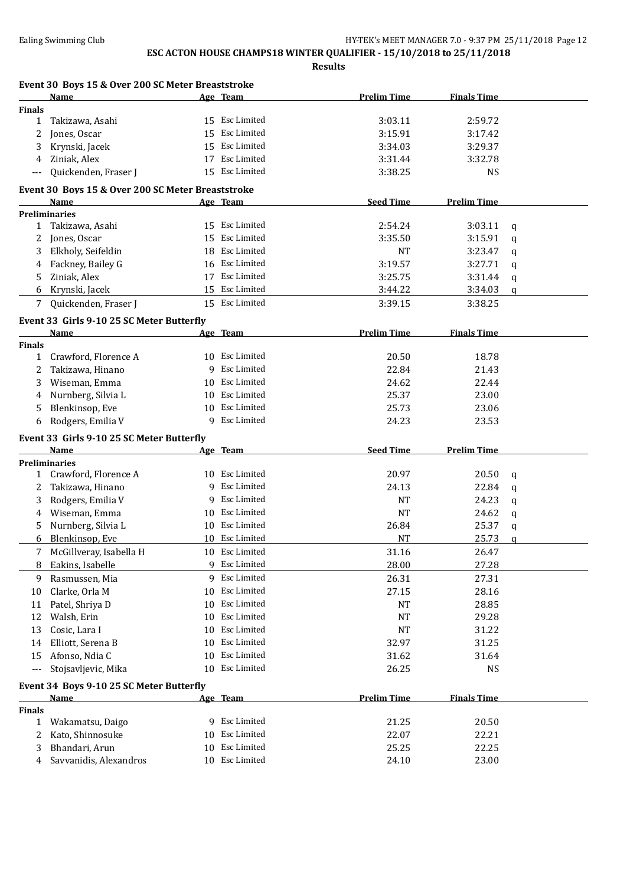**ESC ACTON HOUSE CHAMPS18 WINTER QUALIFIER - 15/10/2018 to 25/11/2018**

**Results**

### Event 30 Boys 15 & Over 200 SC Meter Breaststroke

| | Name | Age | Team | Prelim Time | Finals Time |
|---|---|---|---|---|---|
| **Finals** | | | | | |
| 1 | Takizawa, Asahi | 15 | Esc Limited | 3:03.11 | 2:59.72 |
| 2 | Jones, Oscar | 15 | Esc Limited | 3:15.91 | 3:17.42 |
| 3 | Krynski, Jacek | 15 | Esc Limited | 3:34.03 | 3:29.37 |
| 4 | Ziniak, Alex | 17 | Esc Limited | 3:31.44 | 3:32.78 |
| --- | Quickenden, Fraser J | 15 | Esc Limited | 3:38.25 | NS |

### Event 30 Boys 15 & Over 200 SC Meter Breaststroke

| | Name | Age | Team | Seed Time | Prelim Time | |
|---|---|---|---|---|---|---|
| **Preliminaries** | | | | | | |
| 1 | Takizawa, Asahi | 15 | Esc Limited | 2:54.24 | 3:03.11 | q |
| 2 | Jones, Oscar | 15 | Esc Limited | 3:35.50 | 3:15.91 | q |
| 3 | Elkholy, Seifeldin | 18 | Esc Limited | NT | 3:23.47 | q |
| 4 | Fackney, Bailey G | 16 | Esc Limited | 3:19.57 | 3:27.71 | q |
| 5 | Ziniak, Alex | 17 | Esc Limited | 3:25.75 | 3:31.44 | q |
| 6 | Krynski, Jacek | 15 | Esc Limited | 3:44.22 | 3:34.03 | q |
| 7 | Quickenden, Fraser J | 15 | Esc Limited | 3:39.15 | 3:38.25 | |

### Event 33 Girls 9-10 25 SC Meter Butterfly

| | Name | Age | Team | Prelim Time | Finals Time |
|---|---|---|---|---|---|
| **Finals** | | | | | |
| 1 | Crawford, Florence A | 10 | Esc Limited | 20.50 | 18.78 |
| 2 | Takizawa, Hinano | 9 | Esc Limited | 22.84 | 21.43 |
| 3 | Wiseman, Emma | 10 | Esc Limited | 24.62 | 22.44 |
| 4 | Nurnberg, Silvia L | 10 | Esc Limited | 25.37 | 23.00 |
| 5 | Blenkinsop, Eve | 10 | Esc Limited | 25.73 | 23.06 |
| 6 | Rodgers, Emilia V | 9 | Esc Limited | 24.23 | 23.53 |

### Event 33 Girls 9-10 25 SC Meter Butterfly

| | Name | Age | Team | Seed Time | Prelim Time | |
|---|---|---|---|---|---|---|
| **Preliminaries** | | | | | | |
| 1 | Crawford, Florence A | 10 | Esc Limited | 20.97 | 20.50 | q |
| 2 | Takizawa, Hinano | 9 | Esc Limited | 24.13 | 22.84 | q |
| 3 | Rodgers, Emilia V | 9 | Esc Limited | NT | 24.23 | q |
| 4 | Wiseman, Emma | 10 | Esc Limited | NT | 24.62 | q |
| 5 | Nurnberg, Silvia L | 10 | Esc Limited | 26.84 | 25.37 | q |
| 6 | Blenkinsop, Eve | 10 | Esc Limited | NT | 25.73 | q |
| 7 | McGillveray, Isabella H | 10 | Esc Limited | 31.16 | 26.47 | |
| 8 | Eakins, Isabelle | 9 | Esc Limited | 28.00 | 27.28 | |
| 9 | Rasmussen, Mia | 9 | Esc Limited | 26.31 | 27.31 | |
| 10 | Clarke, Orla M | 10 | Esc Limited | 27.15 | 28.16 | |
| 11 | Patel, Shriya D | 10 | Esc Limited | NT | 28.85 | |
| 12 | Walsh, Erin | 10 | Esc Limited | NT | 29.28 | |
| 13 | Cosic, Lara I | 10 | Esc Limited | NT | 31.22 | |
| 14 | Elliott, Serena B | 10 | Esc Limited | 32.97 | 31.25 | |
| 15 | Afonso, Ndia C | 10 | Esc Limited | 31.62 | 31.64 | |
| --- | Stojsavljevic, Mika | 10 | Esc Limited | 26.25 | NS | |

### Event 34 Boys 9-10 25 SC Meter Butterfly

| | Name | Age | Team | Prelim Time | Finals Time |
|---|---|---|---|---|---|
| **Finals** | | | | | |
| 1 | Wakamatsu, Daigo | 9 | Esc Limited | 21.25 | 20.50 |
| 2 | Kato, Shinnosuke | 10 | Esc Limited | 22.07 | 22.21 |
| 3 | Bhandari, Arun | 10 | Esc Limited | 25.25 | 22.25 |
| 4 | Savvanidis, Alexandros | 10 | Esc Limited | 24.10 | 23.00 |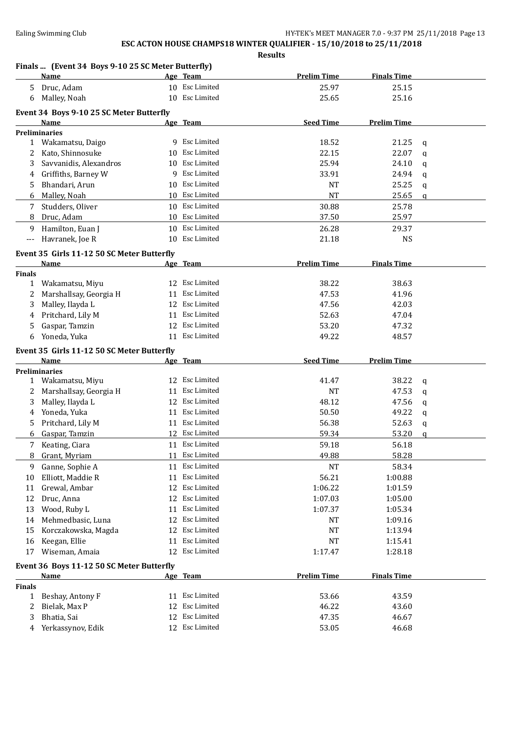# ESC ACTON HOUSE CHAMPS18 WINTER QUALIFIER - 15/10/2018 to 25/11/2018

**Results**

## Finals ... (Event 34 Boys 9-10 25 SC Meter Butterfly)

| | Name | Age | Team | Prelim Time | Finals Time |
|---|---|---|---|---|---|
| 5 | Druc, Adam | 10 | Esc Limited | 25.97 | 25.15 |
| 6 | Malley, Noah | 10 | Esc Limited | 25.65 | 25.16 |

## Event 34 Boys 9-10 25 SC Meter Butterfly

| | Name | Age | Team | Seed Time | Prelim Time | |
|---|---|---|---|---|---|---|
| **Preliminaries** | | | | | | |
| 1 | Wakamatsu, Daigo | 9 | Esc Limited | 18.52 | 21.25 | q |
| 2 | Kato, Shinnosuke | 10 | Esc Limited | 22.15 | 22.07 | q |
| 3 | Savvanidis, Alexandros | 10 | Esc Limited | 25.94 | 24.10 | q |
| 4 | Griffiths, Barney W | 9 | Esc Limited | 33.91 | 24.94 | q |
| 5 | Bhandari, Arun | 10 | Esc Limited | NT | 25.25 | q |
| 6 | Malley, Noah | 10 | Esc Limited | NT | 25.65 | q |
| 7 | Studders, Oliver | 10 | Esc Limited | 30.88 | 25.78 | |
| 8 | Druc, Adam | 10 | Esc Limited | 37.50 | 25.97 | |
| 9 | Hamilton, Euan J | 10 | Esc Limited | 26.28 | 29.37 | |
| --- | Havranek, Joe R | 10 | Esc Limited | 21.18 | NS | |

## Event 35 Girls 11-12 50 SC Meter Butterfly

| | Name | Age | Team | Prelim Time | Finals Time |
|---|---|---|---|---|---|
| **Finals** | | | | | |
| 1 | Wakamatsu, Miyu | 12 | Esc Limited | 38.22 | 38.63 |
| 2 | Marshallsay, Georgia H | 11 | Esc Limited | 47.53 | 41.96 |
| 3 | Malley, Ilayda L | 12 | Esc Limited | 47.56 | 42.03 |
| 4 | Pritchard, Lily M | 11 | Esc Limited | 52.63 | 47.04 |
| 5 | Gaspar, Tamzin | 12 | Esc Limited | 53.20 | 47.32 |
| 6 | Yoneda, Yuka | 11 | Esc Limited | 49.22 | 48.57 |

## Event 35 Girls 11-12 50 SC Meter Butterfly

| | Name | Age | Team | Seed Time | Prelim Time | |
|---|---|---|---|---|---|---|
| **Preliminaries** | | | | | | |
| 1 | Wakamatsu, Miyu | 12 | Esc Limited | 41.47 | 38.22 | q |
| 2 | Marshallsay, Georgia H | 11 | Esc Limited | NT | 47.53 | q |
| 3 | Malley, Ilayda L | 12 | Esc Limited | 48.12 | 47.56 | q |
| 4 | Yoneda, Yuka | 11 | Esc Limited | 50.50 | 49.22 | q |
| 5 | Pritchard, Lily M | 11 | Esc Limited | 56.38 | 52.63 | q |
| 6 | Gaspar, Tamzin | 12 | Esc Limited | 59.34 | 53.20 | q |
| 7 | Keating, Ciara | 11 | Esc Limited | 59.18 | 56.18 | |
| 8 | Grant, Myriam | 11 | Esc Limited | 49.88 | 58.28 | |
| 9 | Ganne, Sophie A | 11 | Esc Limited | NT | 58.34 | |
| 10 | Elliott, Maddie R | 11 | Esc Limited | 56.21 | 1:00.88 | |
| 11 | Grewal, Ambar | 12 | Esc Limited | 1:06.22 | 1:01.59 | |
| 12 | Druc, Anna | 12 | Esc Limited | 1:07.03 | 1:05.00 | |
| 13 | Wood, Ruby L | 11 | Esc Limited | 1:07.37 | 1:05.34 | |
| 14 | Mehmedbasic, Luna | 12 | Esc Limited | NT | 1:09.16 | |
| 15 | Korczakowska, Magda | 12 | Esc Limited | NT | 1:13.94 | |
| 16 | Keegan, Ellie | 11 | Esc Limited | NT | 1:15.41 | |
| 17 | Wiseman, Amaia | 12 | Esc Limited | 1:17.47 | 1:28.18 | |

## Event 36 Boys 11-12 50 SC Meter Butterfly

| | Name | Age | Team | Prelim Time | Finals Time |
|---|---|---|---|---|---|
| **Finals** | | | | | |
| 1 | Beshay, Antony F | 11 | Esc Limited | 53.66 | 43.59 |
| 2 | Bielak, Max P | 12 | Esc Limited | 46.22 | 43.60 |
| 3 | Bhatia, Sai | 12 | Esc Limited | 47.35 | 46.67 |
| 4 | Yerkassynov, Edik | 12 | Esc Limited | 53.05 | 46.68 |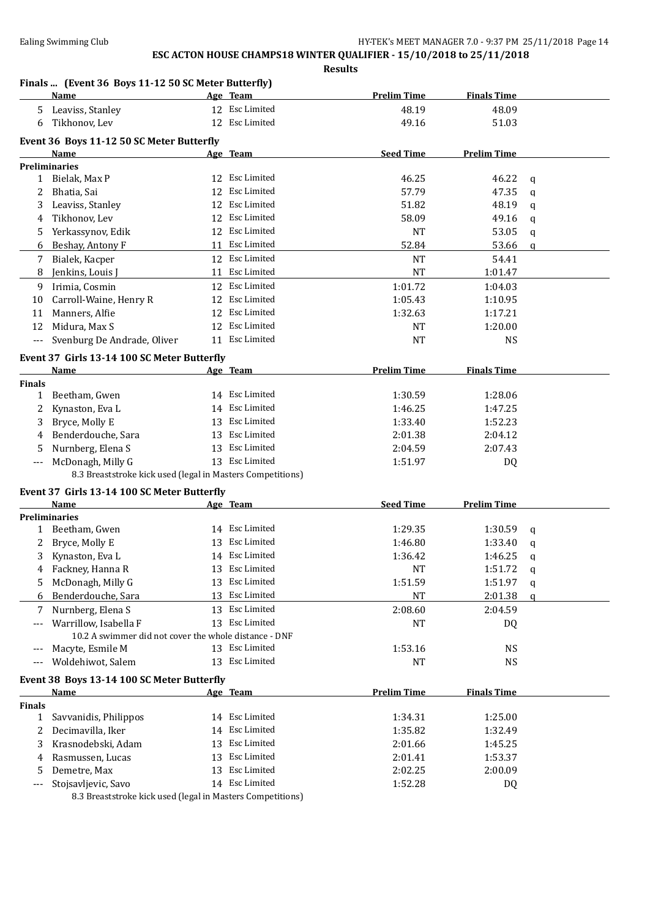## ESC ACTON HOUSE CHAMPS18 WINTER QUALIFIER - 15/10/2018 to 25/11/2018

### Results

#### Finals ... (Event 36 Boys 11-12 50 SC Meter Butterfly)

| | Name | Age | Team | Prelim Time | Finals Time |
|---|---|---|---|---|---|
| 5 | Leaviss, Stanley | 12 | Esc Limited | 48.19 | 48.09 |
| 6 | Tikhonov, Lev | 12 | Esc Limited | 49.16 | 51.03 |

#### Event 36 Boys 11-12 50 SC Meter Butterfly

| | Name | Age | Team | Seed Time | Prelim Time | |
|---|---|---|---|---|---|---|
| **Preliminaries** | | | | | | |
| 1 | Bielak, Max P | 12 | Esc Limited | 46.25 | 46.22 | q |
| 2 | Bhatia, Sai | 12 | Esc Limited | 57.79 | 47.35 | q |
| 3 | Leaviss, Stanley | 12 | Esc Limited | 51.82 | 48.19 | q |
| 4 | Tikhonov, Lev | 12 | Esc Limited | 58.09 | 49.16 | q |
| 5 | Yerkassynov, Edik | 12 | Esc Limited | NT | 53.05 | q |
| 6 | Beshay, Antony F | 11 | Esc Limited | 52.84 | 53.66 | q |
| 7 | Bialek, Kacper | 12 | Esc Limited | NT | 54.41 | |
| 8 | Jenkins, Louis J | 11 | Esc Limited | NT | 1:01.47 | |
| 9 | Irimia, Cosmin | 12 | Esc Limited | 1:01.72 | 1:04.03 | |
| 10 | Carroll-Waine, Henry R | 12 | Esc Limited | 1:05.43 | 1:10.95 | |
| 11 | Manners, Alfie | 12 | Esc Limited | 1:32.63 | 1:17.21 | |
| 12 | Midura, Max S | 12 | Esc Limited | NT | 1:20.00 | |
| --- | Svenburg De Andrade, Oliver | 11 | Esc Limited | NT | NS | |

#### Event 37 Girls 13-14 100 SC Meter Butterfly

| | Name | Age | Team | Prelim Time | Finals Time |
|---|---|---|---|---|---|
| **Finals** | | | | | |
| 1 | Beetham, Gwen | 14 | Esc Limited | 1:30.59 | 1:28.06 |
| 2 | Kynaston, Eva L | 14 | Esc Limited | 1:46.25 | 1:47.25 |
| 3 | Bryce, Molly E | 13 | Esc Limited | 1:33.40 | 1:52.23 |
| 4 | Benderdouche, Sara | 13 | Esc Limited | 2:01.38 | 2:04.12 |
| 5 | Nurnberg, Elena S | 13 | Esc Limited | 2:04.59 | 2:07.43 |
| --- | McDonagh, Milly G | 13 | Esc Limited | 1:51.97 | DQ |

8.3 Breaststroke kick used (legal in Masters Competitions)

#### Event 37 Girls 13-14 100 SC Meter Butterfly

| | Name | Age | Team | Seed Time | Prelim Time | |
|---|---|---|---|---|---|---|
| **Preliminaries** | | | | | | |
| 1 | Beetham, Gwen | 14 | Esc Limited | 1:29.35 | 1:30.59 | q |
| 2 | Bryce, Molly E | 13 | Esc Limited | 1:46.80 | 1:33.40 | q |
| 3 | Kynaston, Eva L | 14 | Esc Limited | 1:36.42 | 1:46.25 | q |
| 4 | Fackney, Hanna R | 13 | Esc Limited | NT | 1:51.72 | q |
| 5 | McDonagh, Milly G | 13 | Esc Limited | 1:51.59 | 1:51.97 | q |
| 6 | Benderdouche, Sara | 13 | Esc Limited | NT | 2:01.38 | q |
| 7 | Nurnberg, Elena S | 13 | Esc Limited | 2:08.60 | 2:04.59 | |
| --- | Warrillow, Isabella F | 13 | Esc Limited | NT | DQ | |
| | 10.2 A swimmer did not cover the whole distance - DNF | | | | | |
| --- | Macyte, Esmile M | 13 | Esc Limited | 1:53.16 | NS | |
| --- | Woldehiwot, Salem | 13 | Esc Limited | NT | NS | |

#### Event 38 Boys 13-14 100 SC Meter Butterfly

| | Name | Age | Team | Prelim Time | Finals Time |
|---|---|---|---|---|---|
| **Finals** | | | | | |
| 1 | Savvanidis, Philippos | 14 | Esc Limited | 1:34.31 | 1:25.00 |
| 2 | Decimavilla, Iker | 14 | Esc Limited | 1:35.82 | 1:32.49 |
| 3 | Krasnodebski, Adam | 13 | Esc Limited | 2:01.66 | 1:45.25 |
| 4 | Rasmussen, Lucas | 13 | Esc Limited | 2:01.41 | 1:53.37 |
| 5 | Demetre, Max | 13 | Esc Limited | 2:02.25 | 2:00.09 |
| --- | Stojsavljevic, Savo | 14 | Esc Limited | 1:52.28 | DQ |

8.3 Breaststroke kick used (legal in Masters Competitions)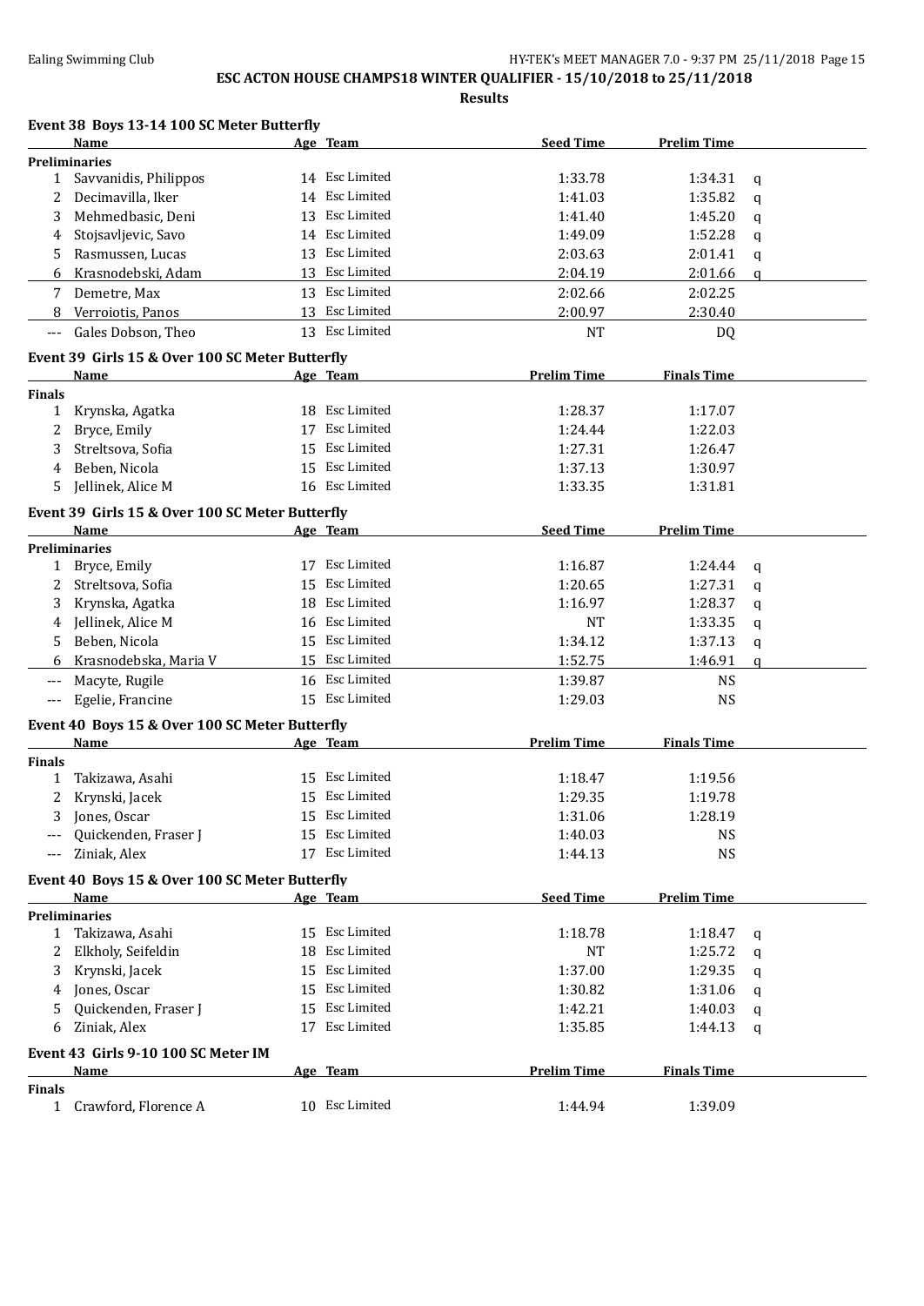## ESC ACTON HOUSE CHAMPS18 WINTER QUALIFIER - 15/10/2018 to 25/11/2018

**Results**

### Event 38 Boys 13-14 100 SC Meter Butterfly

| | Name | Age | Team | Seed Time | Prelim Time | |
|---|---|---|---|---|---|---|
| **Preliminaries** | | | | | | |
| 1 | Savvanidis, Philippos | 14 | Esc Limited | 1:33.78 | 1:34.31 | q |
| 2 | Decimavilla, Iker | 14 | Esc Limited | 1:41.03 | 1:35.82 | q |
| 3 | Mehmedbasic, Deni | 13 | Esc Limited | 1:41.40 | 1:45.20 | q |
| 4 | Stojsavljevic, Savo | 14 | Esc Limited | 1:49.09 | 1:52.28 | q |
| 5 | Rasmussen, Lucas | 13 | Esc Limited | 2:03.63 | 2:01.41 | q |
| 6 | Krasnodebski, Adam | 13 | Esc Limited | 2:04.19 | 2:01.66 | q |
| 7 | Demetre, Max | 13 | Esc Limited | 2:02.66 | 2:02.25 | |
| 8 | Verroiotis, Panos | 13 | Esc Limited | 2:00.97 | 2:30.40 | |
| --- | Gales Dobson, Theo | 13 | Esc Limited | NT | DQ | |

### Event 39 Girls 15 & Over 100 SC Meter Butterfly

| | Name | Age | Team | Prelim Time | Finals Time |
|---|---|---|---|---|---|
| **Finals** | | | | | |
| 1 | Krynska, Agatka | 18 | Esc Limited | 1:28.37 | 1:17.07 |
| 2 | Bryce, Emily | 17 | Esc Limited | 1:24.44 | 1:22.03 |
| 3 | Streltsova, Sofia | 15 | Esc Limited | 1:27.31 | 1:26.47 |
| 4 | Beben, Nicola | 15 | Esc Limited | 1:37.13 | 1:30.97 |
| 5 | Jellinek, Alice M | 16 | Esc Limited | 1:33.35 | 1:31.81 |

### Event 39 Girls 15 & Over 100 SC Meter Butterfly

| | Name | Age | Team | Seed Time | Prelim Time | |
|---|---|---|---|---|---|---|
| **Preliminaries** | | | | | | |
| 1 | Bryce, Emily | 17 | Esc Limited | 1:16.87 | 1:24.44 | q |
| 2 | Streltsova, Sofia | 15 | Esc Limited | 1:20.65 | 1:27.31 | q |
| 3 | Krynska, Agatka | 18 | Esc Limited | 1:16.97 | 1:28.37 | q |
| 4 | Jellinek, Alice M | 16 | Esc Limited | NT | 1:33.35 | q |
| 5 | Beben, Nicola | 15 | Esc Limited | 1:34.12 | 1:37.13 | q |
| 6 | Krasnodebska, Maria V | 15 | Esc Limited | 1:52.75 | 1:46.91 | q |
| --- | Macyte, Rugile | 16 | Esc Limited | 1:39.87 | NS | |
| --- | Egelie, Francine | 15 | Esc Limited | 1:29.03 | NS | |

### Event 40 Boys 15 & Over 100 SC Meter Butterfly

| | Name | Age | Team | Prelim Time | Finals Time |
|---|---|---|---|---|---|
| **Finals** | | | | | |
| 1 | Takizawa, Asahi | 15 | Esc Limited | 1:18.47 | 1:19.56 |
| 2 | Krynski, Jacek | 15 | Esc Limited | 1:29.35 | 1:19.78 |
| 3 | Jones, Oscar | 15 | Esc Limited | 1:31.06 | 1:28.19 |
| --- | Quickenden, Fraser J | 15 | Esc Limited | 1:40.03 | NS |
| --- | Ziniak, Alex | 17 | Esc Limited | 1:44.13 | NS |

### Event 40 Boys 15 & Over 100 SC Meter Butterfly

| | Name | Age | Team | Seed Time | Prelim Time | |
|---|---|---|---|---|---|---|
| **Preliminaries** | | | | | | |
| 1 | Takizawa, Asahi | 15 | Esc Limited | 1:18.78 | 1:18.47 | q |
| 2 | Elkholy, Seifeldin | 18 | Esc Limited | NT | 1:25.72 | q |
| 3 | Krynski, Jacek | 15 | Esc Limited | 1:37.00 | 1:29.35 | q |
| 4 | Jones, Oscar | 15 | Esc Limited | 1:30.82 | 1:31.06 | q |
| 5 | Quickenden, Fraser J | 15 | Esc Limited | 1:42.21 | 1:40.03 | q |
| 6 | Ziniak, Alex | 17 | Esc Limited | 1:35.85 | 1:44.13 | q |

### Event 43 Girls 9-10 100 SC Meter IM

| | Name | Age | Team | Prelim Time | Finals Time |
|---|---|---|---|---|---|
| **Finals** | | | | | |
| 1 | Crawford, Florence A | 10 | Esc Limited | 1:44.94 | 1:39.09 |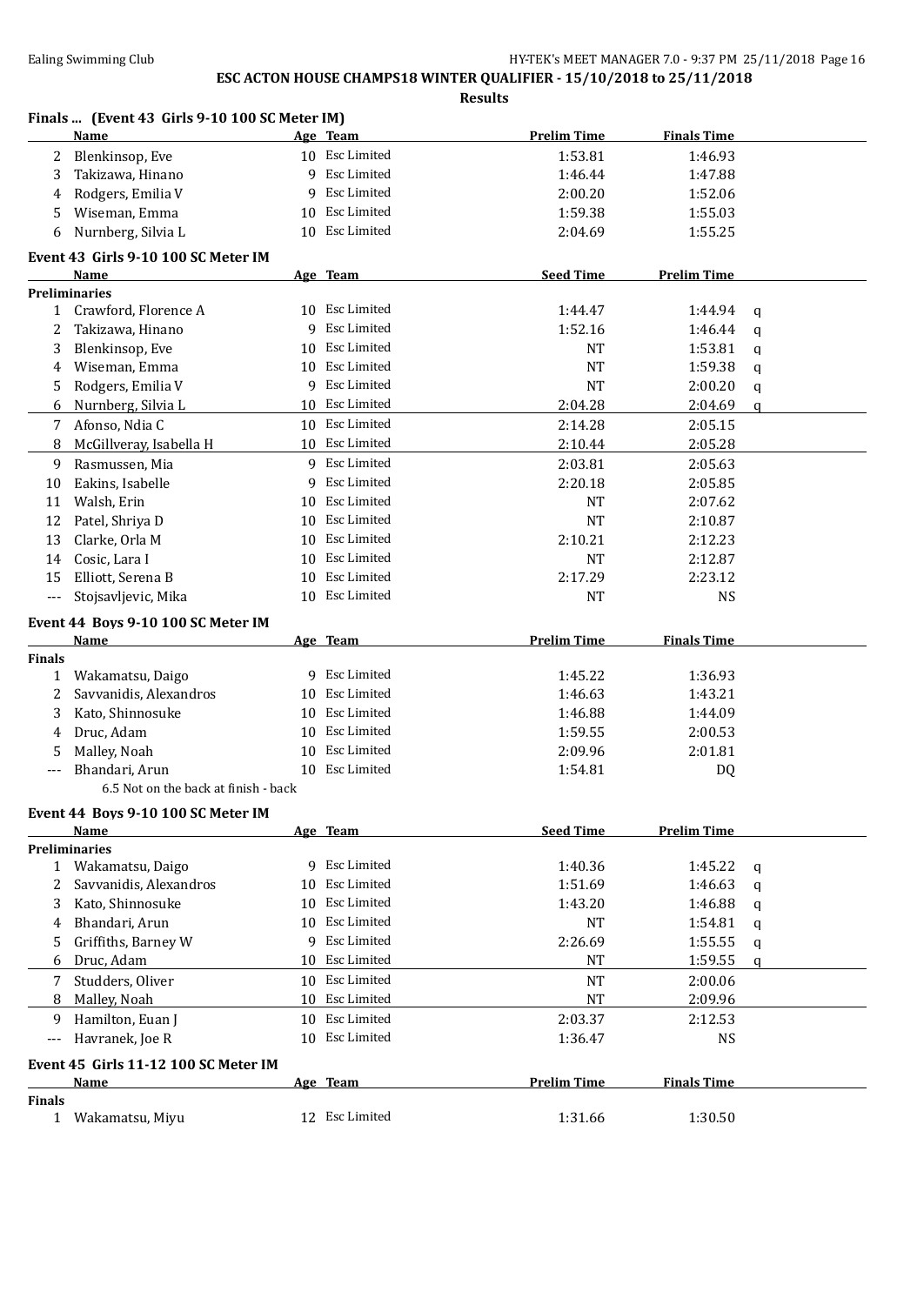# ESC ACTON HOUSE CHAMPS18 WINTER QUALIFIER - 15/10/2018 to 25/11/2018

## Results

### Finals ... (Event 43 Girls 9-10 100 SC Meter IM)

| | Name | Age | Team | Prelim Time | Finals Time |
|---|---|---|---|---|---|
| 2 | Blenkinsop, Eve | 10 | Esc Limited | 1:53.81 | 1:46.93 |
| 3 | Takizawa, Hinano | 9 | Esc Limited | 1:46.44 | 1:47.88 |
| 4 | Rodgers, Emilia V | 9 | Esc Limited | 2:00.20 | 1:52.06 |
| 5 | Wiseman, Emma | 10 | Esc Limited | 1:59.38 | 1:55.03 |
| 6 | Nurnberg, Silvia L | 10 | Esc Limited | 2:04.69 | 1:55.25 |

### Event 43 Girls 9-10 100 SC Meter IM

| | Name | Age | Team | Seed Time | Prelim Time | |
|---|---|---|---|---|---|---|
| **Preliminaries** | | | | | | |
| 1 | Crawford, Florence A | 10 | Esc Limited | 1:44.47 | 1:44.94 | q |
| 2 | Takizawa, Hinano | 9 | Esc Limited | 1:52.16 | 1:46.44 | q |
| 3 | Blenkinsop, Eve | 10 | Esc Limited | NT | 1:53.81 | q |
| 4 | Wiseman, Emma | 10 | Esc Limited | NT | 1:59.38 | q |
| 5 | Rodgers, Emilia V | 9 | Esc Limited | NT | 2:00.20 | q |
| 6 | Nurnberg, Silvia L | 10 | Esc Limited | 2:04.28 | 2:04.69 | q |
| 7 | Afonso, Ndia C | 10 | Esc Limited | 2:14.28 | 2:05.15 | |
| 8 | McGillveray, Isabella H | 10 | Esc Limited | 2:10.44 | 2:05.28 | |
| 9 | Rasmussen, Mia | 9 | Esc Limited | 2:03.81 | 2:05.63 | |
| 10 | Eakins, Isabelle | 9 | Esc Limited | 2:20.18 | 2:05.85 | |
| 11 | Walsh, Erin | 10 | Esc Limited | NT | 2:07.62 | |
| 12 | Patel, Shriya D | 10 | Esc Limited | NT | 2:10.87 | |
| 13 | Clarke, Orla M | 10 | Esc Limited | 2:10.21 | 2:12.23 | |
| 14 | Cosic, Lara I | 10 | Esc Limited | NT | 2:12.87 | |
| 15 | Elliott, Serena B | 10 | Esc Limited | 2:17.29 | 2:23.12 | |
| --- | Stojsavljevic, Mika | 10 | Esc Limited | NT | NS | |

### Event 44 Boys 9-10 100 SC Meter IM

| | Name | Age | Team | Prelim Time | Finals Time |
|---|---|---|---|---|---|
| **Finals** | | | | | |
| 1 | Wakamatsu, Daigo | 9 | Esc Limited | 1:45.22 | 1:36.93 |
| 2 | Savvanidis, Alexandros | 10 | Esc Limited | 1:46.63 | 1:43.21 |
| 3 | Kato, Shinnosuke | 10 | Esc Limited | 1:46.88 | 1:44.09 |
| 4 | Druc, Adam | 10 | Esc Limited | 1:59.55 | 2:00.53 |
| 5 | Malley, Noah | 10 | Esc Limited | 2:09.96 | 2:01.81 |
| --- | Bhandari, Arun | 10 | Esc Limited | 1:54.81 | DQ |
| | 6.5 Not on the back at finish - back | | | | |

### Event 44 Boys 9-10 100 SC Meter IM

| | Name | Age | Team | Seed Time | Prelim Time | |
|---|---|---|---|---|---|---|
| **Preliminaries** | | | | | | |
| 1 | Wakamatsu, Daigo | 9 | Esc Limited | 1:40.36 | 1:45.22 | q |
| 2 | Savvanidis, Alexandros | 10 | Esc Limited | 1:51.69 | 1:46.63 | q |
| 3 | Kato, Shinnosuke | 10 | Esc Limited | 1:43.20 | 1:46.88 | q |
| 4 | Bhandari, Arun | 10 | Esc Limited | NT | 1:54.81 | q |
| 5 | Griffiths, Barney W | 9 | Esc Limited | 2:26.69 | 1:55.55 | q |
| 6 | Druc, Adam | 10 | Esc Limited | NT | 1:59.55 | q |
| 7 | Studders, Oliver | 10 | Esc Limited | NT | 2:00.06 | |
| 8 | Malley, Noah | 10 | Esc Limited | NT | 2:09.96 | |
| 9 | Hamilton, Euan J | 10 | Esc Limited | 2:03.37 | 2:12.53 | |
| --- | Havranek, Joe R | 10 | Esc Limited | 1:36.47 | NS | |

### Event 45 Girls 11-12 100 SC Meter IM

| | Name | Age | Team | Prelim Time | Finals Time |
|---|---|---|---|---|---|
| **Finals** | | | | | |
| 1 | Wakamatsu, Miyu | 12 | Esc Limited | 1:31.66 | 1:30.50 |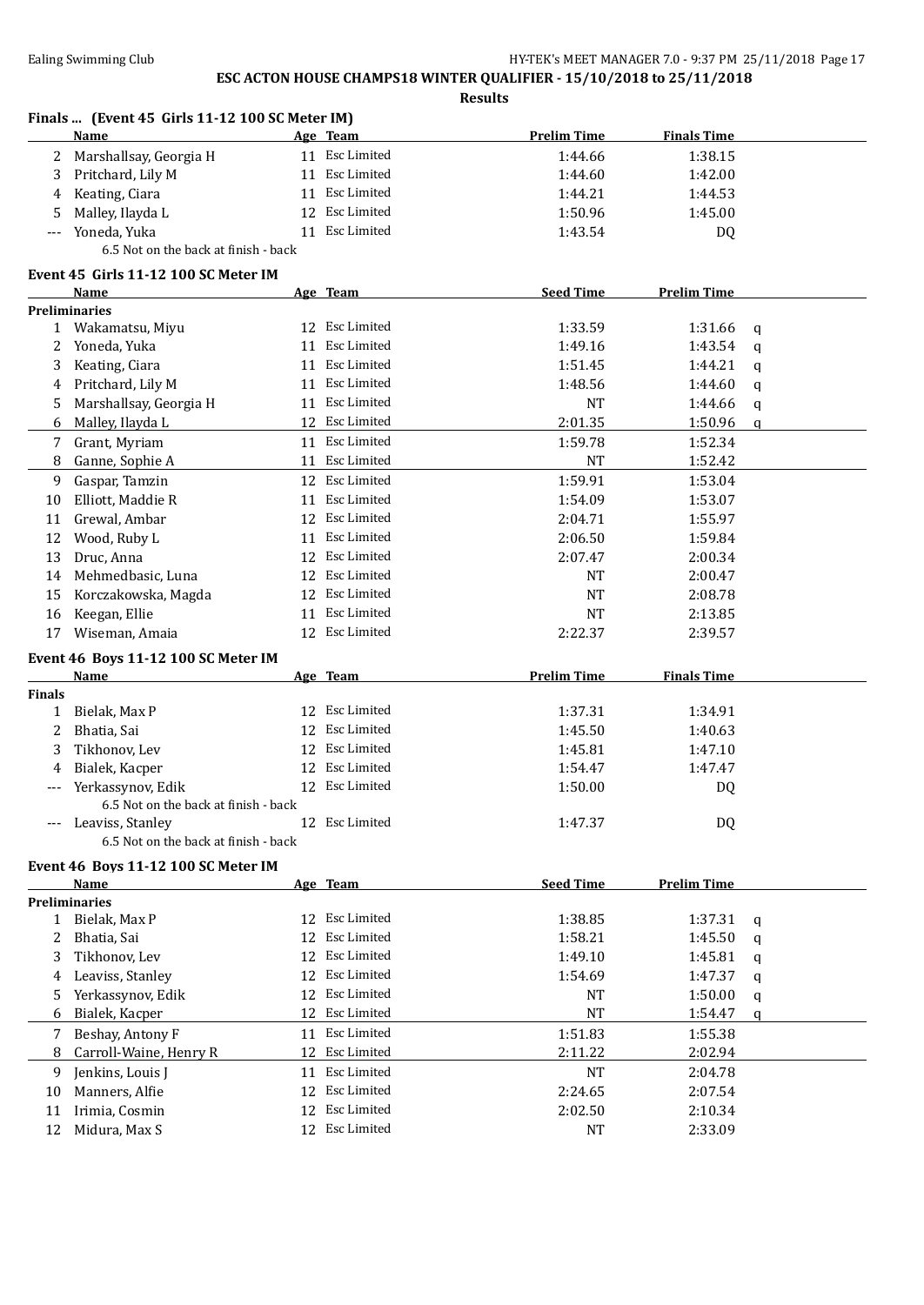**ESC ACTON HOUSE CHAMPS18 WINTER QUALIFIER - 15/10/2018 to 25/11/2018**

**Results**

## Finals ... (Event 45 Girls 11-12 100 SC Meter IM)

| | Name | Age | Team | Prelim Time | Finals Time |
|---|---|---|---|---|---|
| 2 | Marshallsay, Georgia H | 11 | Esc Limited | 1:44.66 | 1:38.15 |
| 3 | Pritchard, Lily M | 11 | Esc Limited | 1:44.60 | 1:42.00 |
| 4 | Keating, Ciara | 11 | Esc Limited | 1:44.21 | 1:44.53 |
| 5 | Malley, Ilayda L | 12 | Esc Limited | 1:50.96 | 1:45.00 |
| --- | Yoneda, Yuka | 11 | Esc Limited | 1:43.54 | DQ |
| | 6.5 Not on the back at finish - back | | | | |

## Event 45 Girls 11-12 100 SC Meter IM

| | Name | Age | Team | Seed Time | Prelim Time | |
|---|---|---|---|---|---|---|
| **Preliminaries** | | | | | | |
| 1 | Wakamatsu, Miyu | 12 | Esc Limited | 1:33.59 | 1:31.66 | q |
| 2 | Yoneda, Yuka | 11 | Esc Limited | 1:49.16 | 1:43.54 | q |
| 3 | Keating, Ciara | 11 | Esc Limited | 1:51.45 | 1:44.21 | q |
| 4 | Pritchard, Lily M | 11 | Esc Limited | 1:48.56 | 1:44.60 | q |
| 5 | Marshallsay, Georgia H | 11 | Esc Limited | NT | 1:44.66 | q |
| 6 | Malley, Ilayda L | 12 | Esc Limited | 2:01.35 | 1:50.96 | q |
| 7 | Grant, Myriam | 11 | Esc Limited | 1:59.78 | 1:52.34 | |
| 8 | Ganne, Sophie A | 11 | Esc Limited | NT | 1:52.42 | |
| 9 | Gaspar, Tamzin | 12 | Esc Limited | 1:59.91 | 1:53.04 | |
| 10 | Elliott, Maddie R | 11 | Esc Limited | 1:54.09 | 1:53.07 | |
| 11 | Grewal, Ambar | 12 | Esc Limited | 2:04.71 | 1:55.97 | |
| 12 | Wood, Ruby L | 11 | Esc Limited | 2:06.50 | 1:59.84 | |
| 13 | Druc, Anna | 12 | Esc Limited | 2:07.47 | 2:00.34 | |
| 14 | Mehmedbasic, Luna | 12 | Esc Limited | NT | 2:00.47 | |
| 15 | Korczakowska, Magda | 12 | Esc Limited | NT | 2:08.78 | |
| 16 | Keegan, Ellie | 11 | Esc Limited | NT | 2:13.85 | |
| 17 | Wiseman, Amaia | 12 | Esc Limited | 2:22.37 | 2:39.57 | |

## Event 46 Boys 11-12 100 SC Meter IM

| | Name | Age | Team | Prelim Time | Finals Time |
|---|---|---|---|---|---|
| **Finals** | | | | | |
| 1 | Bielak, Max P | 12 | Esc Limited | 1:37.31 | 1:34.91 |
| 2 | Bhatia, Sai | 12 | Esc Limited | 1:45.50 | 1:40.63 |
| 3 | Tikhonov, Lev | 12 | Esc Limited | 1:45.81 | 1:47.10 |
| 4 | Bialek, Kacper | 12 | Esc Limited | 1:54.47 | 1:47.47 |
| --- | Yerkassynov, Edik | 12 | Esc Limited | 1:50.00 | DQ |
| | 6.5 Not on the back at finish - back | | | | |
| --- | Leaviss, Stanley | 12 | Esc Limited | 1:47.37 | DQ |
| | 6.5 Not on the back at finish - back | | | | |

## Event 46 Boys 11-12 100 SC Meter IM

| | Name | Age | Team | Seed Time | Prelim Time | |
|---|---|---|---|---|---|---|
| **Preliminaries** | | | | | | |
| 1 | Bielak, Max P | 12 | Esc Limited | 1:38.85 | 1:37.31 | q |
| 2 | Bhatia, Sai | 12 | Esc Limited | 1:58.21 | 1:45.50 | q |
| 3 | Tikhonov, Lev | 12 | Esc Limited | 1:49.10 | 1:45.81 | q |
| 4 | Leaviss, Stanley | 12 | Esc Limited | 1:54.69 | 1:47.37 | q |
| 5 | Yerkassynov, Edik | 12 | Esc Limited | NT | 1:50.00 | q |
| 6 | Bialek, Kacper | 12 | Esc Limited | NT | 1:54.47 | q |
| 7 | Beshay, Antony F | 11 | Esc Limited | 1:51.83 | 1:55.38 | |
| 8 | Carroll-Waine, Henry R | 12 | Esc Limited | 2:11.22 | 2:02.94 | |
| 9 | Jenkins, Louis J | 11 | Esc Limited | NT | 2:04.78 | |
| 10 | Manners, Alfie | 12 | Esc Limited | 2:24.65 | 2:07.54 | |
| 11 | Irimia, Cosmin | 12 | Esc Limited | 2:02.50 | 2:10.34 | |
| 12 | Midura, Max S | 12 | Esc Limited | NT | 2:33.09 | |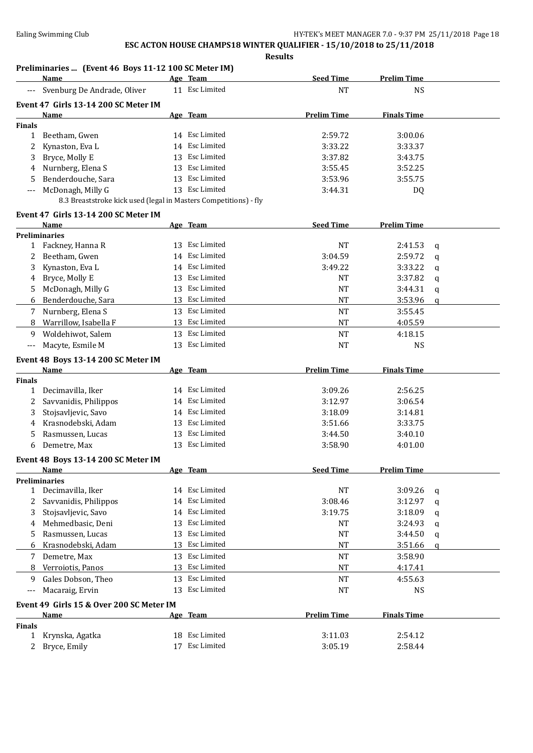## ESC ACTON HOUSE CHAMPS18 WINTER QUALIFIER - 15/10/2018 to 25/11/2018

**Results**

### Preliminaries ... (Event 46 Boys 11-12 100 SC Meter IM)

| | Name | Age | Team | Seed Time | Prelim Time | |
|---|---|---|---|---|---|---|
| --- | Svenburg De Andrade, Oliver | 11 | Esc Limited | NT | NS | |

### Event 47 Girls 13-14 200 SC Meter IM

| | Name | Age | Team | Prelim Time | Finals Time |
|---|---|---|---|---|---|
| **Finals** | | | | | |
| 1 | Beetham, Gwen | 14 | Esc Limited | 2:59.72 | 3:00.06 |
| 2 | Kynaston, Eva L | 14 | Esc Limited | 3:33.22 | 3:33.37 |
| 3 | Bryce, Molly E | 13 | Esc Limited | 3:37.82 | 3:43.75 |
| 4 | Nurnberg, Elena S | 13 | Esc Limited | 3:55.45 | 3:52.25 |
| 5 | Benderdouche, Sara | 13 | Esc Limited | 3:53.96 | 3:55.75 |
| --- | McDonagh, Milly G | 13 | Esc Limited | 3:44.31 | DQ |

8.3 Breaststroke kick used (legal in Masters Competitions) - fly

### Event 47 Girls 13-14 200 SC Meter IM

| | Name | Age | Team | Seed Time | Prelim Time | |
|---|---|---|---|---|---|---|
| **Preliminaries** | | | | | | |
| 1 | Fackney, Hanna R | 13 | Esc Limited | NT | 2:41.53 | q |
| 2 | Beetham, Gwen | 14 | Esc Limited | 3:04.59 | 2:59.72 | q |
| 3 | Kynaston, Eva L | 14 | Esc Limited | 3:49.22 | 3:33.22 | q |
| 4 | Bryce, Molly E | 13 | Esc Limited | NT | 3:37.82 | q |
| 5 | McDonagh, Milly G | 13 | Esc Limited | NT | 3:44.31 | q |
| 6 | Benderdouche, Sara | 13 | Esc Limited | NT | 3:53.96 | q |
| 7 | Nurnberg, Elena S | 13 | Esc Limited | NT | 3:55.45 | |
| 8 | Warrillow, Isabella F | 13 | Esc Limited | NT | 4:05.59 | |
| 9 | Woldehiwot, Salem | 13 | Esc Limited | NT | 4:18.15 | |
| --- | Macyte, Esmile M | 13 | Esc Limited | NT | NS | |

### Event 48 Boys 13-14 200 SC Meter IM

| | Name | Age | Team | Prelim Time | Finals Time |
|---|---|---|---|---|---|
| **Finals** | | | | | |
| 1 | Decimavilla, Iker | 14 | Esc Limited | 3:09.26 | 2:56.25 |
| 2 | Savvanidis, Philippos | 14 | Esc Limited | 3:12.97 | 3:06.54 |
| 3 | Stojsavljevic, Savo | 14 | Esc Limited | 3:18.09 | 3:14.81 |
| 4 | Krasnodebski, Adam | 13 | Esc Limited | 3:51.66 | 3:33.75 |
| 5 | Rasmussen, Lucas | 13 | Esc Limited | 3:44.50 | 3:40.10 |
| 6 | Demetre, Max | 13 | Esc Limited | 3:58.90 | 4:01.00 |

### Event 48 Boys 13-14 200 SC Meter IM

| | Name | Age | Team | Seed Time | Prelim Time | |
|---|---|---|---|---|---|---|
| **Preliminaries** | | | | | | |
| 1 | Decimavilla, Iker | 14 | Esc Limited | NT | 3:09.26 | q |
| 2 | Savvanidis, Philippos | 14 | Esc Limited | 3:08.46 | 3:12.97 | q |
| 3 | Stojsavljevic, Savo | 14 | Esc Limited | 3:19.75 | 3:18.09 | q |
| 4 | Mehmedbasic, Deni | 13 | Esc Limited | NT | 3:24.93 | q |
| 5 | Rasmussen, Lucas | 13 | Esc Limited | NT | 3:44.50 | q |
| 6 | Krasnodebski, Adam | 13 | Esc Limited | NT | 3:51.66 | q |
| 7 | Demetre, Max | 13 | Esc Limited | NT | 3:58.90 | |
| 8 | Verroiotis, Panos | 13 | Esc Limited | NT | 4:17.41 | |
| 9 | Gales Dobson, Theo | 13 | Esc Limited | NT | 4:55.63 | |
| --- | Macaraig, Ervin | 13 | Esc Limited | NT | NS | |

### Event 49 Girls 15 & Over 200 SC Meter IM

| | Name | Age | Team | Prelim Time | Finals Time |
|---|---|---|---|---|---|
| **Finals** | | | | | |
| 1 | Krynska, Agatka | 18 | Esc Limited | 3:11.03 | 2:54.12 |
| 2 | Bryce, Emily | 17 | Esc Limited | 3:05.19 | 2:58.44 |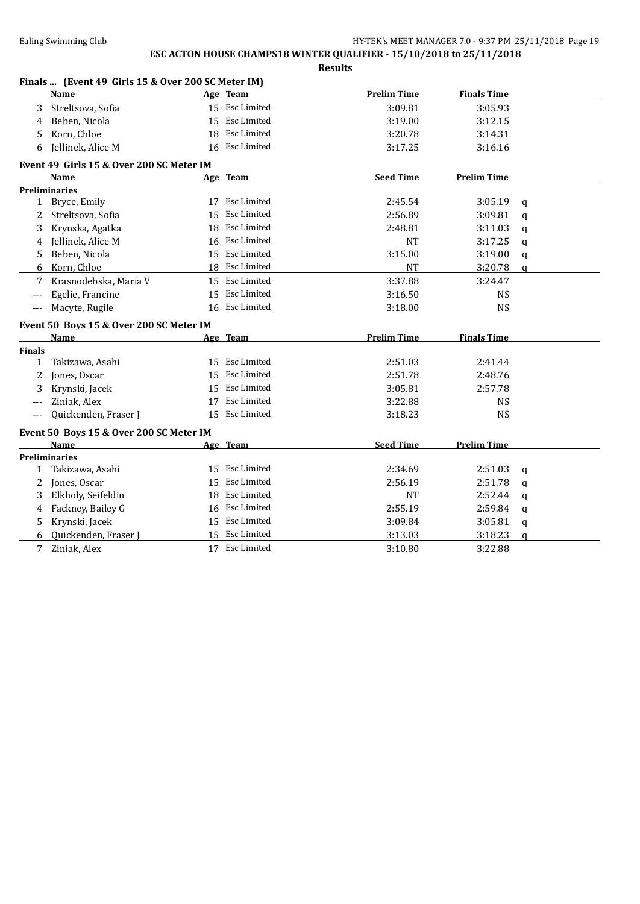**ESC ACTON HOUSE CHAMPS18 WINTER QUALIFIER - 15/10/2018 to 25/11/2018**

**Results**

### Finals ... (Event 49 Girls 15 & Over 200 SC Meter IM)

| | Name | Age | Team | Prelim Time | Finals Time |
|---|---|---|---|---|---|
| 3 | Streltsova, Sofia | 15 | Esc Limited | 3:09.81 | 3:05.93 |
| 4 | Beben, Nicola | 15 | Esc Limited | 3:19.00 | 3:12.15 |
| 5 | Korn, Chloe | 18 | Esc Limited | 3:20.78 | 3:14.31 |
| 6 | Jellinek, Alice M | 16 | Esc Limited | 3:17.25 | 3:16.16 |

### Event 49 Girls 15 & Over 200 SC Meter IM

| | Name | Age | Team | Seed Time | Prelim Time | |
|---|---|---|---|---|---|---|
| **Preliminaries** | | | | | | |
| 1 | Bryce, Emily | 17 | Esc Limited | 2:45.54 | 3:05.19 | q |
| 2 | Streltsova, Sofia | 15 | Esc Limited | 2:56.89 | 3:09.81 | q |
| 3 | Krynska, Agatka | 18 | Esc Limited | 2:48.81 | 3:11.03 | q |
| 4 | Jellinek, Alice M | 16 | Esc Limited | NT | 3:17.25 | q |
| 5 | Beben, Nicola | 15 | Esc Limited | 3:15.00 | 3:19.00 | q |
| 6 | Korn, Chloe | 18 | Esc Limited | NT | 3:20.78 | q |
| 7 | Krasnodebska, Maria V | 15 | Esc Limited | 3:37.88 | 3:24.47 | |
| --- | Egelie, Francine | 15 | Esc Limited | 3:16.50 | NS | |
| --- | Macyte, Rugile | 16 | Esc Limited | 3:18.00 | NS | |

### Event 50 Boys 15 & Over 200 SC Meter IM

| | Name | Age | Team | Prelim Time | Finals Time |
|---|---|---|---|---|---|
| **Finals** | | | | | |
| 1 | Takizawa, Asahi | 15 | Esc Limited | 2:51.03 | 2:41.44 |
| 2 | Jones, Oscar | 15 | Esc Limited | 2:51.78 | 2:48.76 |
| 3 | Krynski, Jacek | 15 | Esc Limited | 3:05.81 | 2:57.78 |
| --- | Ziniak, Alex | 17 | Esc Limited | 3:22.88 | NS |
| --- | Quickenden, Fraser J | 15 | Esc Limited | 3:18.23 | NS |

### Event 50 Boys 15 & Over 200 SC Meter IM

| | Name | Age | Team | Seed Time | Prelim Time | |
|---|---|---|---|---|---|---|
| **Preliminaries** | | | | | | |
| 1 | Takizawa, Asahi | 15 | Esc Limited | 2:34.69 | 2:51.03 | q |
| 2 | Jones, Oscar | 15 | Esc Limited | 2:56.19 | 2:51.78 | q |
| 3 | Elkholy, Seifeldin | 18 | Esc Limited | NT | 2:52.44 | q |
| 4 | Fackney, Bailey G | 16 | Esc Limited | 2:55.19 | 2:59.84 | q |
| 5 | Krynski, Jacek | 15 | Esc Limited | 3:09.84 | 3:05.81 | q |
| 6 | Quickenden, Fraser J | 15 | Esc Limited | 3:13.03 | 3:18.23 | q |
| 7 | Ziniak, Alex | 17 | Esc Limited | 3:10.80 | 3:22.88 | |